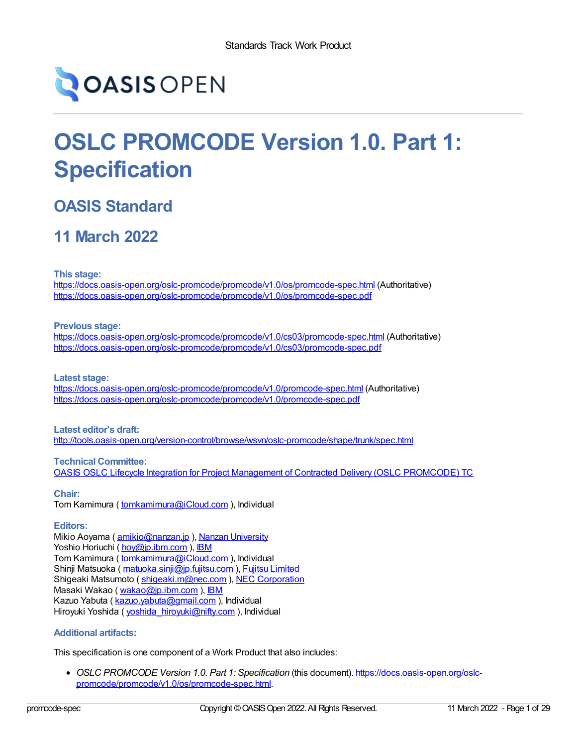Standards Track Work Product

# OSLC PROMCODE Version 1.0. Part 1: Specification

## OASIS Standard

## 11 March 2022

**This stage:**
https://docs.oasis-open.org/oslc-promcode/promcode/v1.0/os/promcode-spec.html (Authoritative)
https://docs.oasis-open.org/oslc-promcode/promcode/v1.0/os/promcode-spec.pdf

**Previous stage:**
https://docs.oasis-open.org/oslc-promcode/promcode/v1.0/cs03/promcode-spec.html (Authoritative)
https://docs.oasis-open.org/oslc-promcode/promcode/v1.0/cs03/promcode-spec.pdf

**Latest stage:**
https://docs.oasis-open.org/oslc-promcode/promcode/v1.0/promcode-spec.html (Authoritative)
https://docs.oasis-open.org/oslc-promcode/promcode/v1.0/promcode-spec.pdf

**Latest editor's draft:**
http://tools.oasis-open.org/version-control/browse/wsvn/oslc-promcode/shape/trunk/spec.html

**Technical Committee:**
OASIS OSLC Lifecycle Integration for Project Management of Contracted Delivery (OSLC PROMCODE) TC

**Chair:**
Tom Kamimura ( tomkamimura@iCloud.com ), Individual

**Editors:**
Mikio Aoyama ( amikio@nanzan.jp ), Nanzan University
Yoshio Horiuchi ( hoy@jp.ibm.com ), IBM
Tom Kamimura ( tomkamimura@iCloud.com ), Individual
Shinji Matsuoka ( matuoka.sinji@jp.fujitsu.com ), Fujitsu Limited
Shigeaki Matsumoto ( shigeaki.m@nec.com ), NEC Corporation
Masaki Wakao ( wakao@jp.ibm.com ), IBM
Kazuo Yabuta ( kazuo.yabuta@gmail.com ), Individual
Hiroyuki Yoshida ( yoshida_hiroyuki@nifty.com ), Individual

**Additional artifacts:**

This specification is one component of a Work Product that also includes:

- *OSLC PROMCODE Version 1.0. Part 1: Specification* (this document). https://docs.oasis-open.org/oslc-promcode/promcode/v1.0/os/promcode-spec.html.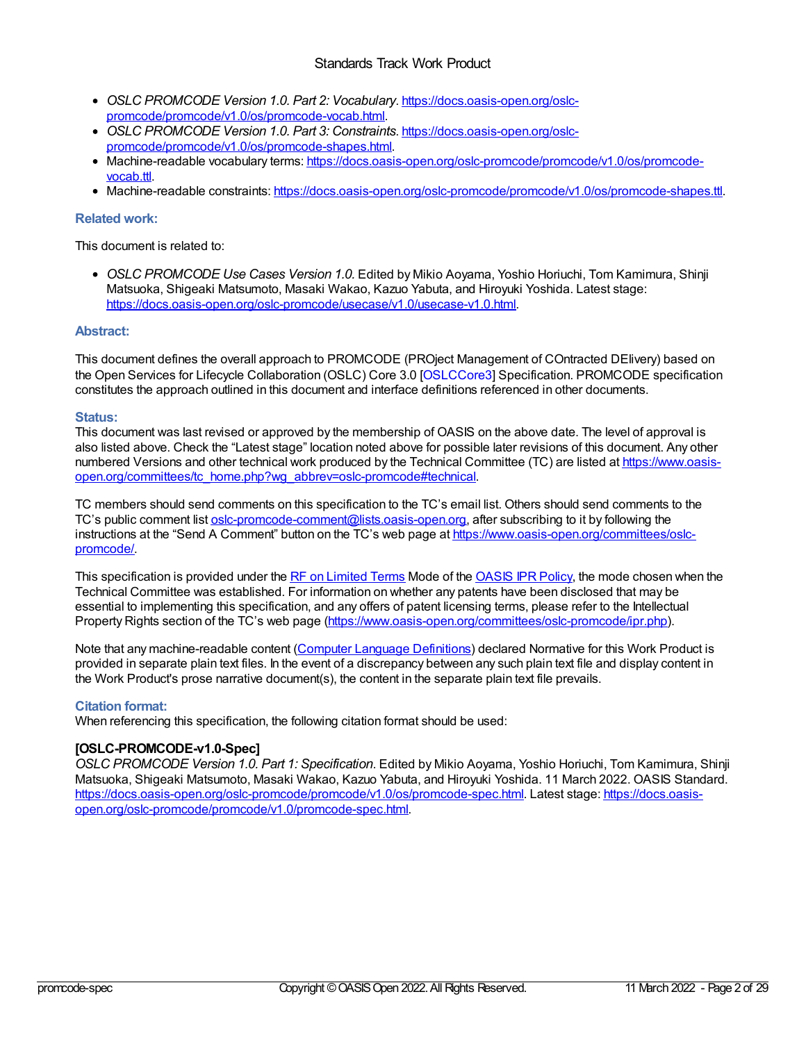- *OSLC PROMCODE Version 1.0. Part 2: Vocabulary*. https://docs.oasis-open.org/oslc-promcode/promcode/v1.0/os/promcode-vocab.html.
- *OSLC PROMCODE Version 1.0. Part 3: Constraints*. https://docs.oasis-open.org/oslc-promcode/promcode/v1.0/os/promcode-shapes.html.
- Machine-readable vocabulary terms: https://docs.oasis-open.org/oslc-promcode/promcode/v1.0/os/promcode-vocab.ttl.
- Machine-readable constraints: https://docs.oasis-open.org/oslc-promcode/promcode/v1.0/os/promcode-shapes.ttl.

### Related work:

This document is related to:

- *OSLC PROMCODE Use Cases Version 1.0.* Edited by Mikio Aoyama, Yoshio Horiuchi, Tom Kamimura, Shinji Matsuoka, Shigeaki Matsumoto, Masaki Wakao, Kazuo Yabuta, and Hiroyuki Yoshida. Latest stage: https://docs.oasis-open.org/oslc-promcode/usecase/v1.0/usecase-v1.0.html.

### Abstract:

This document defines the overall approach to PROMCODE (PROject Management of COntracted DElivery) based on the Open Services for Lifecycle Collaboration (OSLC) Core 3.0 [OSLCCore3] Specification. PROMCODE specification constitutes the approach outlined in this document and interface definitions referenced in other documents.

### Status:

This document was last revised or approved by the membership of OASIS on the above date. The level of approval is also listed above. Check the "Latest stage" location noted above for possible later revisions of this document. Any other numbered Versions and other technical work produced by the Technical Committee (TC) are listed at https://www.oasis-open.org/committees/tc_home.php?wg_abbrev=oslc-promcode#technical.

TC members should send comments on this specification to the TC's email list. Others should send comments to the TC's public comment list oslc-promcode-comment@lists.oasis-open.org, after subscribing to it by following the instructions at the "Send A Comment" button on the TC's web page at https://www.oasis-open.org/committees/oslc-promcode/.

This specification is provided under the RF on Limited Terms Mode of the OASIS IPR Policy, the mode chosen when the Technical Committee was established. For information on whether any patents have been disclosed that may be essential to implementing this specification, and any offers of patent licensing terms, please refer to the Intellectual Property Rights section of the TC's web page (https://www.oasis-open.org/committees/oslc-promcode/ipr.php).

Note that any machine-readable content (Computer Language Definitions) declared Normative for this Work Product is provided in separate plain text files. In the event of a discrepancy between any such plain text file and display content in the Work Product's prose narrative document(s), the content in the separate plain text file prevails.

### Citation format:

When referencing this specification, the following citation format should be used:

**[OSLC-PROMCODE-v1.0-Spec]**
*OSLC PROMCODE Version 1.0. Part 1: Specification*. Edited by Mikio Aoyama, Yoshio Horiuchi, Tom Kamimura, Shinji Matsuoka, Shigeaki Matsumoto, Masaki Wakao, Kazuo Yabuta, and Hiroyuki Yoshida. 11 March 2022. OASIS Standard. https://docs.oasis-open.org/oslc-promcode/promcode/v1.0/os/promcode-spec.html. Latest stage: https://docs.oasis-open.org/oslc-promcode/promcode/v1.0/promcode-spec.html.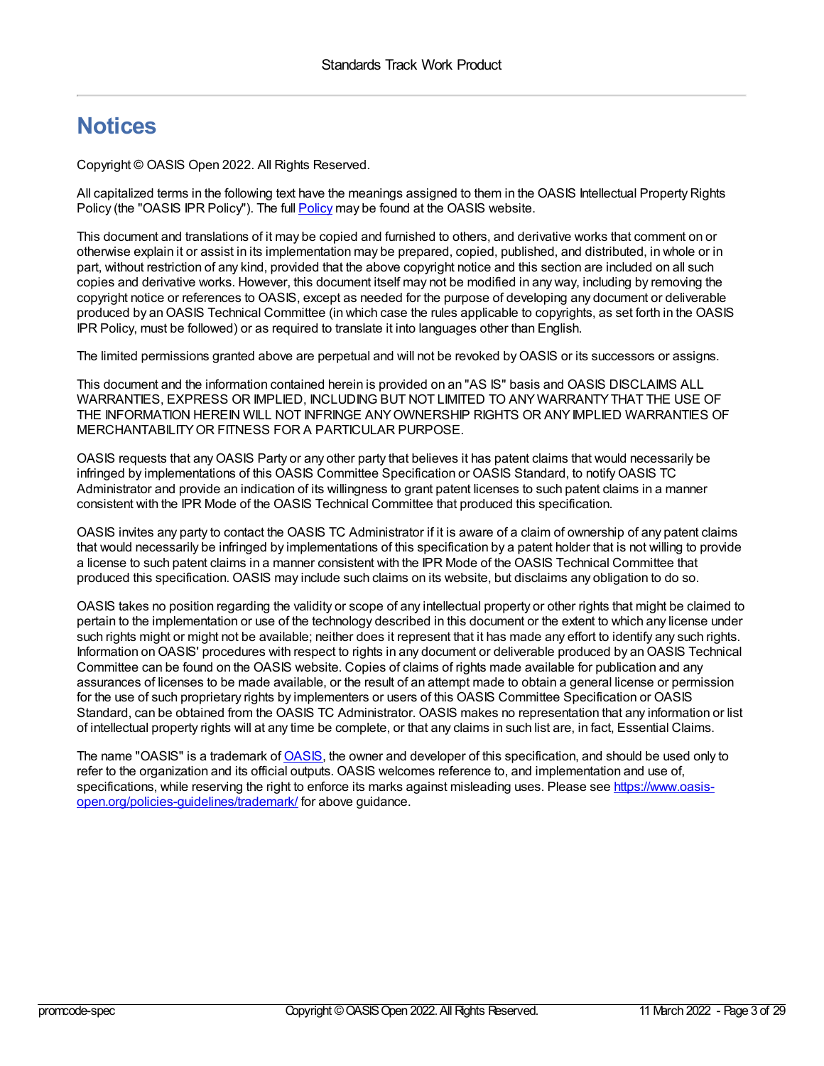# Notices

Copyright © OASIS Open 2022. All Rights Reserved.

All capitalized terms in the following text have the meanings assigned to them in the OASIS Intellectual Property Rights Policy (the "OASIS IPR Policy"). The full [Policy](https://www.oasis-open.org/policies-guidelines/ipr/) may be found at the OASIS website.

This document and translations of it may be copied and furnished to others, and derivative works that comment on or otherwise explain it or assist in its implementation may be prepared, copied, published, and distributed, in whole or in part, without restriction of any kind, provided that the above copyright notice and this section are included on all such copies and derivative works. However, this document itself may not be modified in any way, including by removing the copyright notice or references to OASIS, except as needed for the purpose of developing any document or deliverable produced by an OASIS Technical Committee (in which case the rules applicable to copyrights, as set forth in the OASIS IPR Policy, must be followed) or as required to translate it into languages other than English.

The limited permissions granted above are perpetual and will not be revoked by OASIS or its successors or assigns.

This document and the information contained herein is provided on an "AS IS" basis and OASIS DISCLAIMS ALL WARRANTIES, EXPRESS OR IMPLIED, INCLUDING BUT NOT LIMITED TO ANY WARRANTY THAT THE USE OF THE INFORMATION HEREIN WILL NOT INFRINGE ANY OWNERSHIP RIGHTS OR ANY IMPLIED WARRANTIES OF MERCHANTABILITY OR FITNESS FOR A PARTICULAR PURPOSE.

OASIS requests that any OASIS Party or any other party that believes it has patent claims that would necessarily be infringed by implementations of this OASIS Committee Specification or OASIS Standard, to notify OASIS TC Administrator and provide an indication of its willingness to grant patent licenses to such patent claims in a manner consistent with the IPR Mode of the OASIS Technical Committee that produced this specification.

OASIS invites any party to contact the OASIS TC Administrator if it is aware of a claim of ownership of any patent claims that would necessarily be infringed by implementations of this specification by a patent holder that is not willing to provide a license to such patent claims in a manner consistent with the IPR Mode of the OASIS Technical Committee that produced this specification. OASIS may include such claims on its website, but disclaims any obligation to do so.

OASIS takes no position regarding the validity or scope of any intellectual property or other rights that might be claimed to pertain to the implementation or use of the technology described in this document or the extent to which any license under such rights might or might not be available; neither does it represent that it has made any effort to identify any such rights. Information on OASIS' procedures with respect to rights in any document or deliverable produced by an OASIS Technical Committee can be found on the OASIS website. Copies of claims of rights made available for publication and any assurances of licenses to be made available, or the result of an attempt made to obtain a general license or permission for the use of such proprietary rights by implementers or users of this OASIS Committee Specification or OASIS Standard, can be obtained from the OASIS TC Administrator. OASIS makes no representation that any information or list of intellectual property rights will at any time be complete, or that any claims in such list are, in fact, Essential Claims.

The name "OASIS" is a trademark of [OASIS](https://www.oasis-open.org/), the owner and developer of this specification, and should be used only to refer to the organization and its official outputs. OASIS welcomes reference to, and implementation and use of, specifications, while reserving the right to enforce its marks against misleading uses. Please see [https://www.oasis-open.org/policies-guidelines/trademark/](https://www.oasis-open.org/policies-guidelines/trademark/) for above guidance.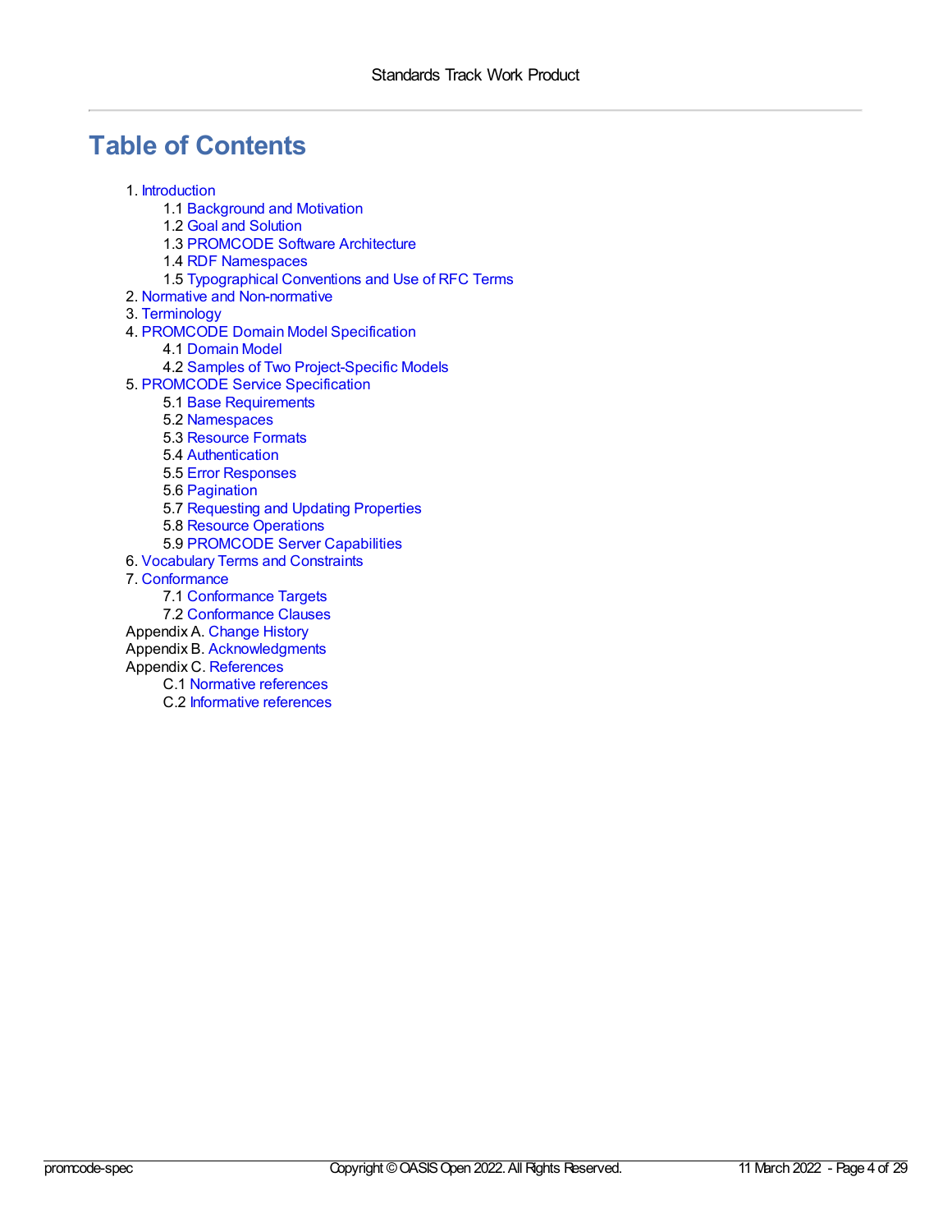# Table of Contents

1. Introduction
    - 1.1 Background and Motivation
    - 1.2 Goal and Solution
    - 1.3 PROMCODE Software Architecture
    - 1.4 RDF Namespaces
    - 1.5 Typographical Conventions and Use of RFC Terms
2. Normative and Non-normative
3. Terminology
4. PROMCODE Domain Model Specification
    - 4.1 Domain Model
    - 4.2 Samples of Two Project-Specific Models
5. PROMCODE Service Specification
    - 5.1 Base Requirements
    - 5.2 Namespaces
    - 5.3 Resource Formats
    - 5.4 Authentication
    - 5.5 Error Responses
    - 5.6 Pagination
    - 5.7 Requesting and Updating Properties
    - 5.8 Resource Operations
    - 5.9 PROMCODE Server Capabilities
6. Vocabulary Terms and Constraints
7. Conformance
    - 7.1 Conformance Targets
    - 7.2 Conformance Clauses

Appendix A. Change History

Appendix B. Acknowledgments

Appendix C. References

- C.1 Normative references
- C.2 Informative references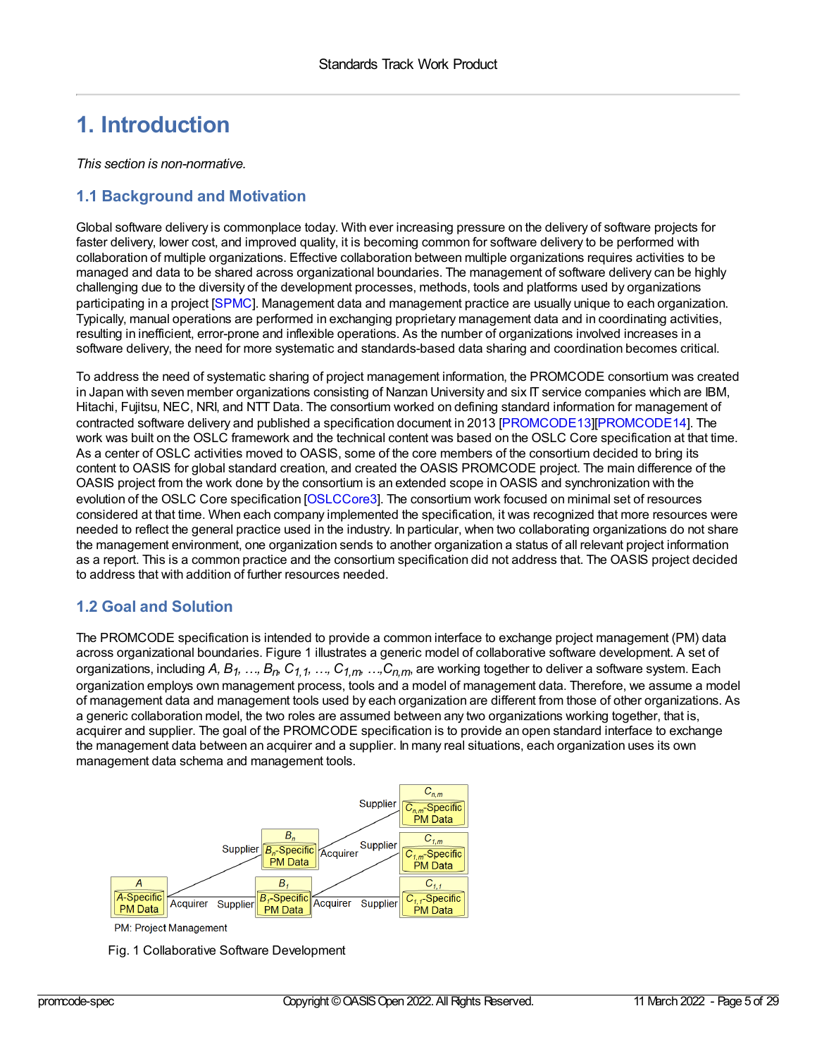# 1. Introduction

*This section is non-normative.*

## 1.1 Background and Motivation

Global software delivery is commonplace today. With ever increasing pressure on the delivery of software projects for faster delivery, lower cost, and improved quality, it is becoming common for software delivery to be performed with collaboration of multiple organizations. Effective collaboration between multiple organizations requires activities to be managed and data to be shared across organizational boundaries. The management of software delivery can be highly challenging due to the diversity of the development processes, methods, tools and platforms used by organizations participating in a project [SPMC]. Management data and management practice are usually unique to each organization. Typically, manual operations are performed in exchanging proprietary management data and in coordinating activities, resulting in inefficient, error-prone and inflexible operations. As the number of organizations involved increases in a software delivery, the need for more systematic and standards-based data sharing and coordination becomes critical.

To address the need of systematic sharing of project management information, the PROMCODE consortium was created in Japan with seven member organizations consisting of Nanzan University and six IT service companies which are IBM, Hitachi, Fujitsu, NEC, NRI, and NTT Data. The consortium worked on defining standard information for management of contracted software delivery and published a specification document in 2013 [PROMCODE13][PROMCODE14]. The work was built on the OSLC framework and the technical content was based on the OSLC Core specification at that time. As a center of OSLC activities moved to OASIS, some of the core members of the consortium decided to bring its content to OASIS for global standard creation, and created the OASIS PROMCODE project. The main difference of the OASIS project from the work done by the consortium is an extended scope in OASIS and synchronization with the evolution of the OSLC Core specification [OSLCCore3]. The consortium work focused on minimal set of resources considered at that time. When each company implemented the specification, it was recognized that more resources were needed to reflect the general practice used in the industry. In particular, when two collaborating organizations do not share the management environment, one organization sends to another organization a status of all relevant project information as a report. This is a common practice and the consortium specification did not address that. The OASIS project decided to address that with addition of further resources needed.

## 1.2 Goal and Solution

The PROMCODE specification is intended to provide a common interface to exchange project management (PM) data across organizational boundaries. Figure 1 illustrates a generic model of collaborative software development. A set of organizations, including $A$, $B_1$, …, $B_n$, $C_{1,1}$, …, $C_{1,m}$, …, $C_{n,m}$, are working together to deliver a software system. Each organization employs own management process, tools and a model of management data. Therefore, we assume a model of management data and management tools used by each organization are different from those of other organizations. As a generic collaboration model, the two roles are assumed between any two organizations working together, that is, acquirer and supplier. The goal of the PROMCODE specification is to provide an open standard interface to exchange the management data between an acquirer and a supplier. In many real situations, each organization uses its own management data schema and management tools.

Fig. 1 Collaborative Software Development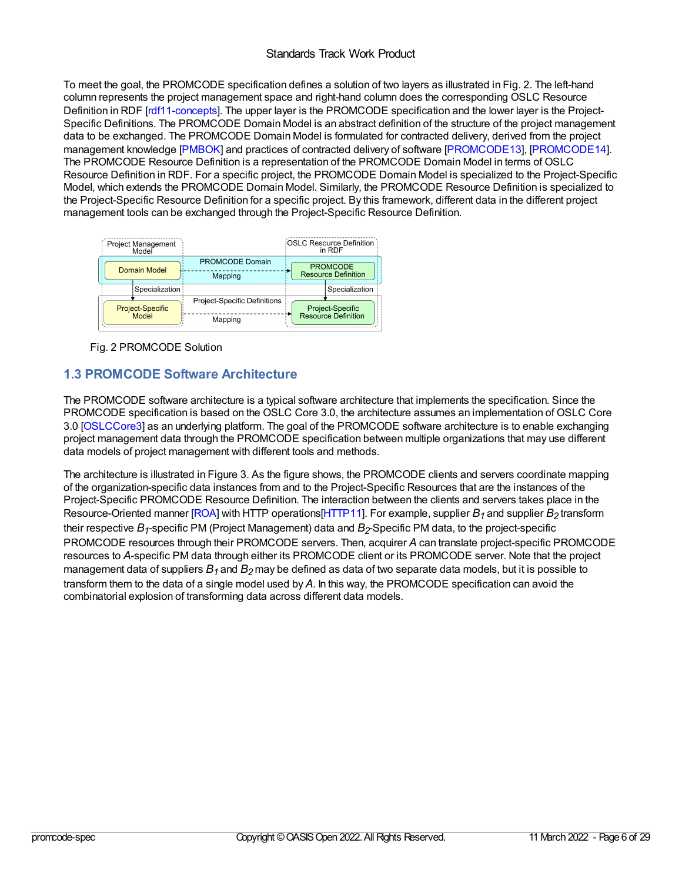To meet the goal, the PROMCODE specification defines a solution of two layers as illustrated in Fig. 2. The left-hand column represents the project management space and right-hand column does the corresponding OSLC Resource Definition in RDF [rdf11-concepts]. The upper layer is the PROMCODE specification and the lower layer is the Project-Specific Definitions. The PROMCODE Domain Model is an abstract definition of the structure of the project management data to be exchanged. The PROMCODE Domain Model is formulated for contracted delivery, derived from the project management knowledge [PMBOK] and practices of contracted delivery of software [PROMCODE13], [PROMCODE14]. The PROMCODE Resource Definition is a representation of the PROMCODE Domain Model in terms of OSLC Resource Definition in RDF. For a specific project, the PROMCODE Domain Model is specialized to the Project-Specific Model, which extends the PROMCODE Domain Model. Similarly, the PROMCODE Resource Definition is specialized to the Project-Specific Resource Definition for a specific project. By this framework, different data in the different project management tools can be exchanged through the Project-Specific Resource Definition.

Fig. 2 PROMCODE Solution

## 1.3 PROMCODE Software Architecture

The PROMCODE software architecture is a typical software architecture that implements the specification. Since the PROMCODE specification is based on the OSLC Core 3.0, the architecture assumes an implementation of OSLC Core 3.0 [OSLCCore3] as an underlying platform. The goal of the PROMCODE software architecture is to enable exchanging project management data through the PROMCODE specification between multiple organizations that may use different data models of project management with different tools and methods.

The architecture is illustrated in Figure 3. As the figure shows, the PROMCODE clients and servers coordinate mapping of the organization-specific data instances from and to the Project-Specific Resources that are the instances of the Project-Specific PROMCODE Resource Definition. The interaction between the clients and servers takes place in the Resource-Oriented manner [ROA] with HTTP operations[HTTP11]. For example, supplier $B_1$ and supplier $B_2$ transform their respective $B_1$-specific PM (Project Management) data and $B_2$-Specific PM data, to the project-specific PROMCODE resources through their PROMCODE servers. Then, acquirer $A$ can translate project-specific PROMCODE resources to $A$-specific PM data through either its PROMCODE client or its PROMCODE server. Note that the project management data of suppliers $B_1$ and $B_2$ may be defined as data of two separate data models, but it is possible to transform them to the data of a single model used by $A$. In this way, the PROMCODE specification can avoid the combinatorial explosion of transforming data across different data models.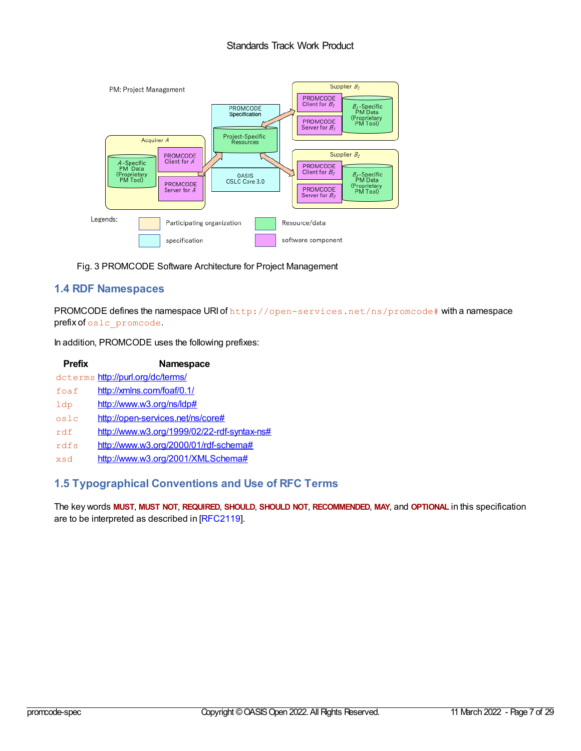Fig. 3 PROMCODE Software Architecture for Project Management

## 1.4 RDF Namespaces

PROMCODE defines the namespace URI of `http://open-services.net/ns/promcode#` with a namespace prefix of `oslc_promcode`.

In addition, PROMCODE uses the following prefixes:

| Prefix | Namespace |
|---|---|
| `dcterms` | http://purl.org/dc/terms/ |
| `foaf` | http://xmlns.com/foaf/0.1/ |
| `ldp` | http://www.w3.org/ns/ldp# |
| `oslc` | http://open-services.net/ns/core# |
| `rdf` | http://www.w3.org/1999/02/22-rdf-syntax-ns# |
| `rdfs` | http://www.w3.org/2000/01/rdf-schema# |
| `xsd` | http://www.w3.org/2001/XMLSchema# |

## 1.5 Typographical Conventions and Use of RFC Terms

The key words **MUST**, **MUST NOT**, **REQUIRED**, **SHOULD**, **SHOULD NOT**, **RECOMMENDED**, **MAY**, and **OPTIONAL** in this specification are to be interpreted as described in [RFC2119].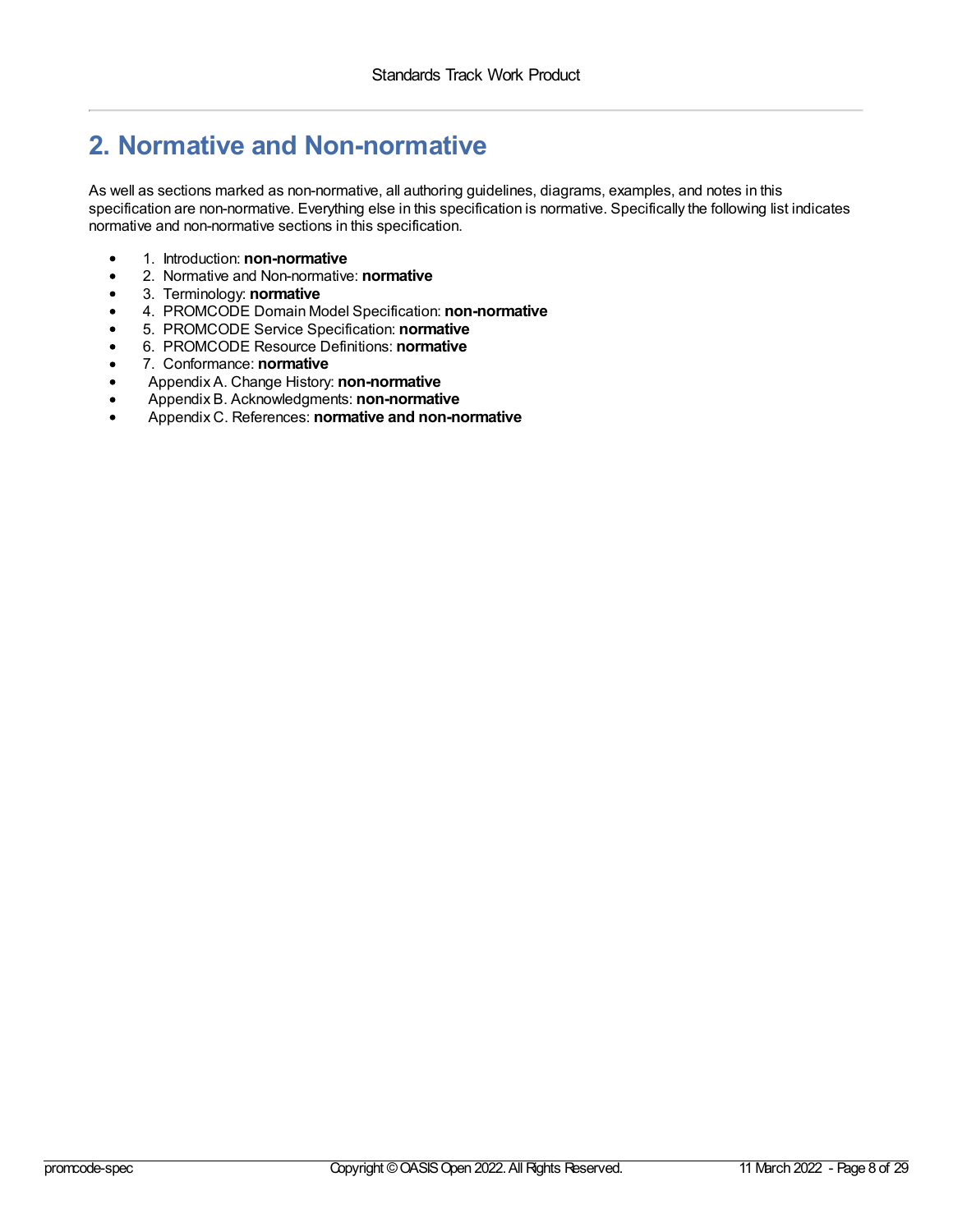# 2. Normative and Non-normative

As well as sections marked as non-normative, all authoring guidelines, diagrams, examples, and notes in this specification are non-normative. Everything else in this specification is normative. Specifically the following list indicates normative and non-normative sections in this specification.

- 1. Introduction: **non-normative**
- 2. Normative and Non-normative: **normative**
- 3. Terminology: **normative**
- 4. PROMCODE Domain Model Specification: **non-normative**
- 5. PROMCODE Service Specification: **normative**
- 6. PROMCODE Resource Definitions: **normative**
- 7. Conformance: **normative**
- Appendix A. Change History: **non-normative**
- Appendix B. Acknowledgments: **non-normative**
- Appendix C. References: **normative and non-normative**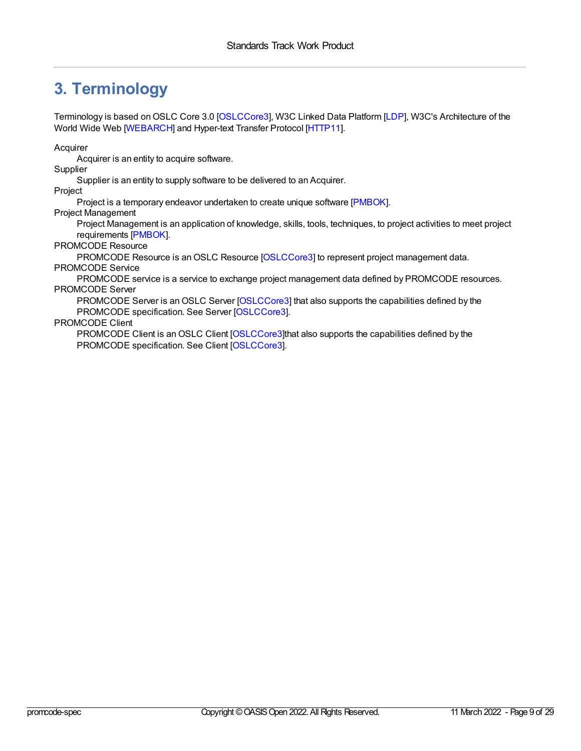# 3. Terminology

Terminology is based on OSLC Core 3.0 [OSLCCore3], W3C Linked Data Platform [LDP], W3C's Architecture of the World Wide Web [WEBARCH] and Hyper-text Transfer Protocol [HTTP11].

Acquirer
: Acquirer is an entity to acquire software.

Supplier
: Supplier is an entity to supply software to be delivered to an Acquirer.

Project
: Project is a temporary endeavor undertaken to create unique software [PMBOK].

Project Management
: Project Management is an application of knowledge, skills, tools, techniques, to project activities to meet project requirements [PMBOK].

PROMCODE Resource
: PROMCODE Resource is an OSLC Resource [OSLCCore3] to represent project management data.

PROMCODE Service
: PROMCODE service is a service to exchange project management data defined by PROMCODE resources.

PROMCODE Server
: PROMCODE Server is an OSLC Server [OSLCCore3] that also supports the capabilities defined by the PROMCODE specification. See Server [OSLCCore3].

PROMCODE Client
: PROMCODE Client is an OSLC Client [OSLCCore3]that also supports the capabilities defined by the PROMCODE specification. See Client [OSLCCore3].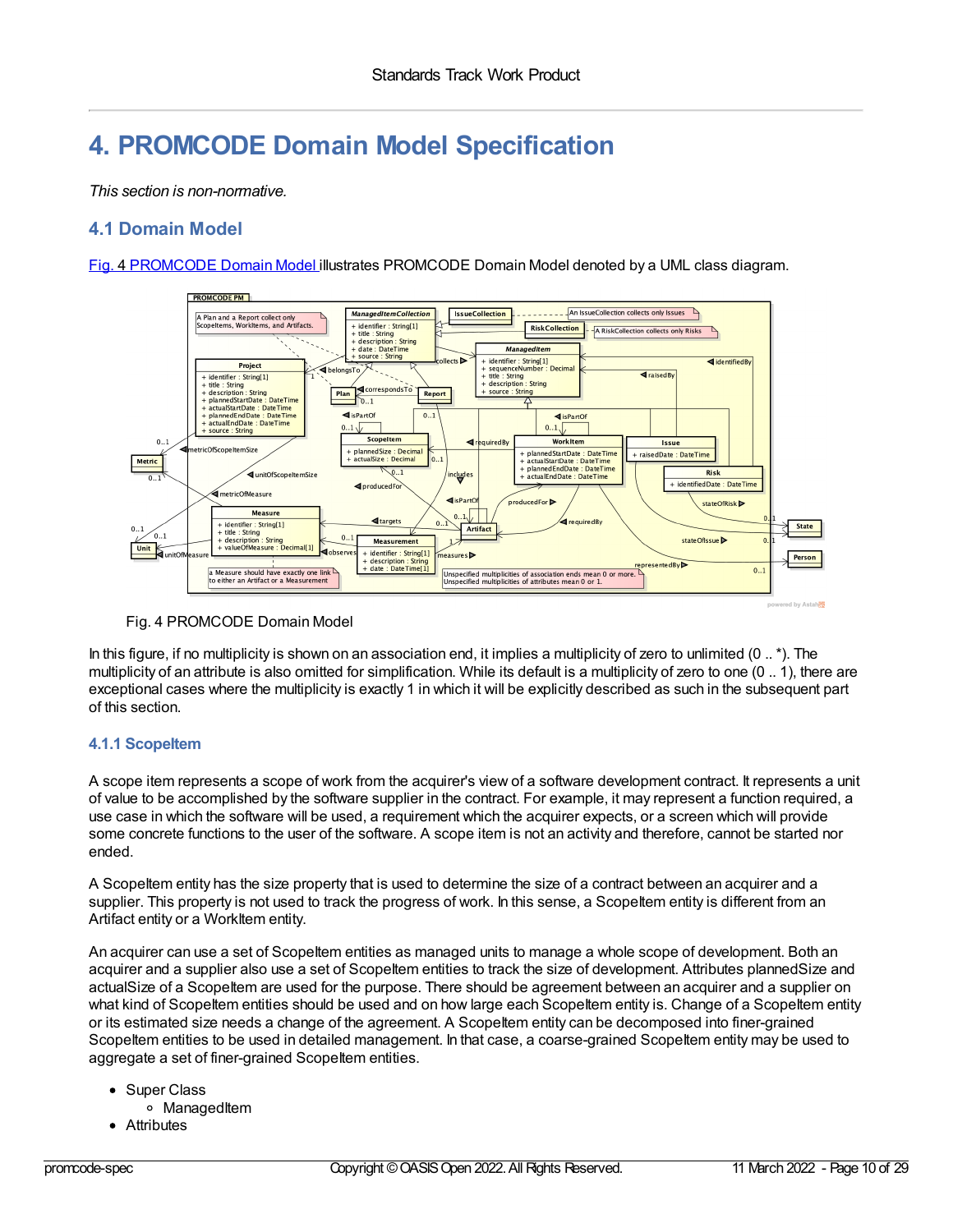# 4. PROMCODE Domain Model Specification

*This section is non-normative.*

## 4.1 Domain Model

Fig. 4 PROMCODE Domain Model illustrates PROMCODE Domain Model denoted by a UML class diagram.

Fig. 4 PROMCODE Domain Model

In this figure, if no multiplicity is shown on an association end, it implies a multiplicity of zero to unlimited (0 .. *). The multiplicity of an attribute is also omitted for simplification. While its default is a multiplicity of zero to one (0 .. 1), there are exceptional cases where the multiplicity is exactly 1 in which it will be explicitly described as such in the subsequent part of this section.

### 4.1.1 ScopeItem

A scope item represents a scope of work from the acquirer's view of a software development contract. It represents a unit of value to be accomplished by the software supplier in the contract. For example, it may represent a function required, a use case in which the software will be used, a requirement which the acquirer expects, or a screen which will provide some concrete functions to the user of the software. A scope item is not an activity and therefore, cannot be started nor ended.

A ScopeItem entity has the size property that is used to determine the size of a contract between an acquirer and a supplier. This property is not used to track the progress of work. In this sense, a ScopeItem entity is different from an Artifact entity or a WorkItem entity.

An acquirer can use a set of ScopeItem entities as managed units to manage a whole scope of development. Both an acquirer and a supplier also use a set of ScopeItem entities to track the size of development. Attributes plannedSize and actualSize of a ScopeItem are used for the purpose. There should be agreement between an acquirer and a supplier on what kind of ScopeItem entities should be used and on how large each ScopeItem entity is. Change of a ScopeItem entity or its estimated size needs a change of the agreement. A ScopeItem entity can be decomposed into finer-grained ScopeItem entities to be used in detailed management. In that case, a coarse-grained ScopeItem entity may be used to aggregate a set of finer-grained ScopeItem entities.

- Super Class
    - ManagedItem
- Attributes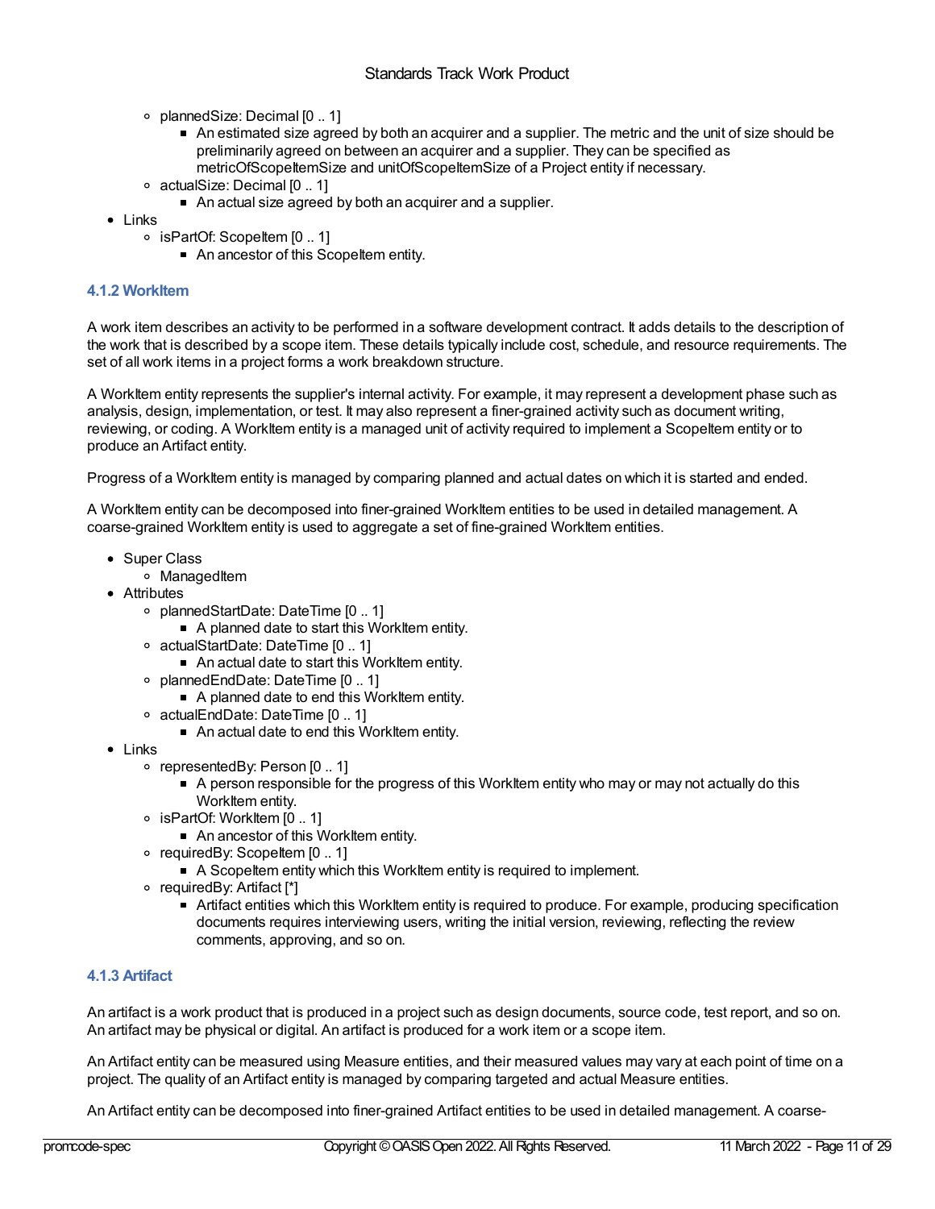- plannedSize: Decimal [0 .. 1]
    - An estimated size agreed by both an acquirer and a supplier. The metric and the unit of size should be preliminarily agreed on between an acquirer and a supplier. They can be specified as metricOfScopeItemSize and unitOfScopeItemSize of a Project entity if necessary.
  - actualSize: Decimal [0 .. 1]
    - An actual size agreed by both an acquirer and a supplier.
- Links
  - isPartOf: ScopeItem [0 .. 1]
    - An ancestor of this ScopeItem entity.

### 4.1.2 WorkItem

A work item describes an activity to be performed in a software development contract. It adds details to the description of the work that is described by a scope item. These details typically include cost, schedule, and resource requirements. The set of all work items in a project forms a work breakdown structure.

A WorkItem entity represents the supplier's internal activity. For example, it may represent a development phase such as analysis, design, implementation, or test. It may also represent a finer-grained activity such as document writing, reviewing, or coding. A WorkItem entity is a managed unit of activity required to implement a ScopeItem entity or to produce an Artifact entity.

Progress of a WorkItem entity is managed by comparing planned and actual dates on which it is started and ended.

A WorkItem entity can be decomposed into finer-grained WorkItem entities to be used in detailed management. A coarse-grained WorkItem entity is used to aggregate a set of fine-grained WorkItem entities.

- Super Class
  - ManagedItem
- Attributes
  - plannedStartDate: DateTime [0 .. 1]
    - A planned date to start this WorkItem entity.
  - actualStartDate: DateTime [0 .. 1]
    - An actual date to start this WorkItem entity.
  - plannedEndDate: DateTime [0 .. 1]
    - A planned date to end this WorkItem entity.
  - actualEndDate: DateTime [0 .. 1]
    - An actual date to end this WorkItem entity.
- Links
  - representedBy: Person [0 .. 1]
    - A person responsible for the progress of this WorkItem entity who may or may not actually do this WorkItem entity.
  - isPartOf: WorkItem [0 .. 1]
    - An ancestor of this WorkItem entity.
  - requiredBy: ScopeItem [0 .. 1]
    - A ScopeItem entity which this WorkItem entity is required to implement.
  - requiredBy: Artifact [*]
    - Artifact entities which this WorkItem entity is required to produce. For example, producing specification documents requires interviewing users, writing the initial version, reviewing, reflecting the review comments, approving, and so on.

### 4.1.3 Artifact

An artifact is a work product that is produced in a project such as design documents, source code, test report, and so on. An artifact may be physical or digital. An artifact is produced for a work item or a scope item.

An Artifact entity can be measured using Measure entities, and their measured values may vary at each point of time on a project. The quality of an Artifact entity is managed by comparing targeted and actual Measure entities.

An Artifact entity can be decomposed into finer-grained Artifact entities to be used in detailed management. A coarse-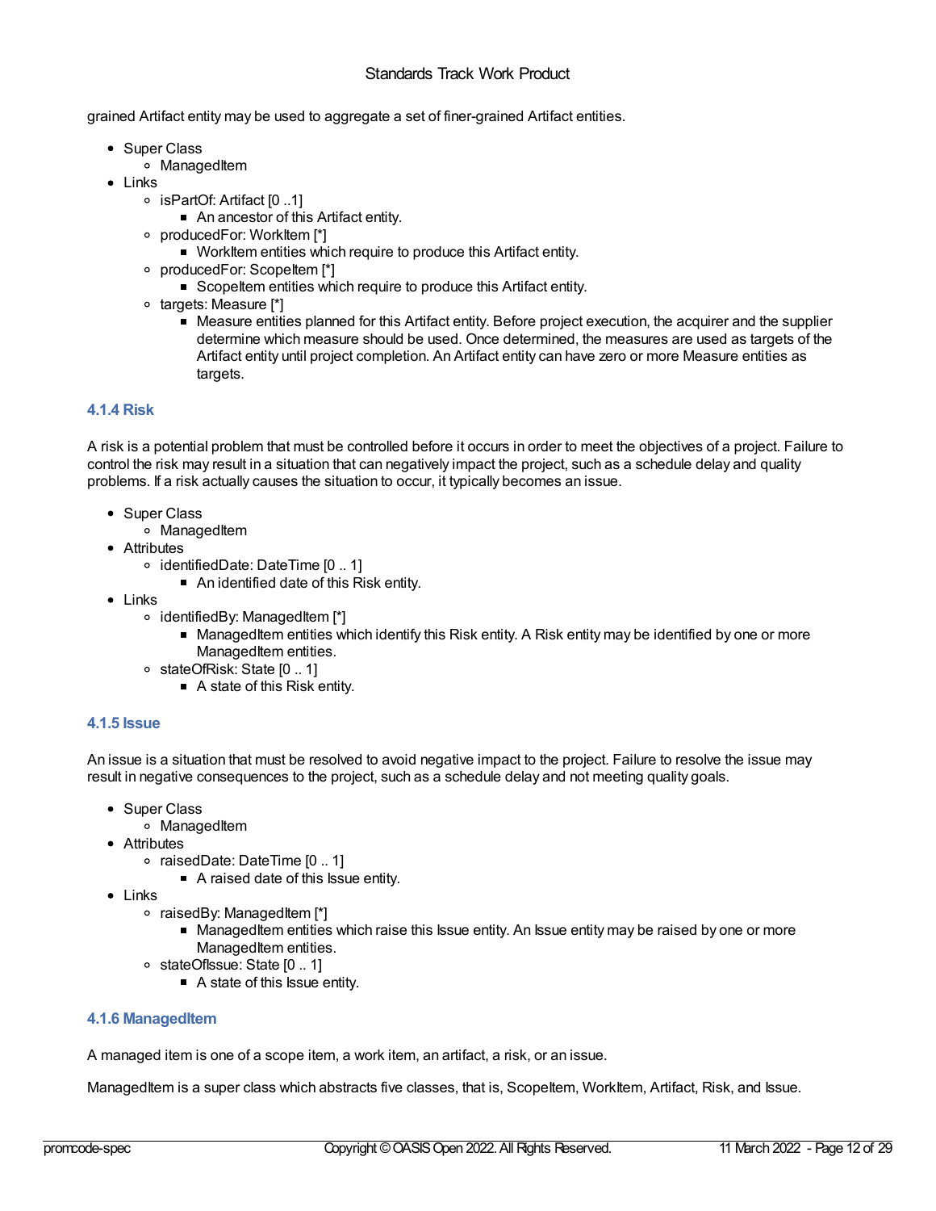grained Artifact entity may be used to aggregate a set of finer-grained Artifact entities.

- Super Class
  - ManagedItem
- Links
  - isPartOf: Artifact [0 ..1]
    - An ancestor of this Artifact entity.
  - producedFor: WorkItem [*]
    - WorkItem entities which require to produce this Artifact entity.
  - producedFor: ScopeItem [*]
    - ScopeItem entities which require to produce this Artifact entity.
  - targets: Measure [*]
    - Measure entities planned for this Artifact entity. Before project execution, the acquirer and the supplier determine which measure should be used. Once determined, the measures are used as targets of the Artifact entity until project completion. An Artifact entity can have zero or more Measure entities as targets.

### 4.1.4 Risk

A risk is a potential problem that must be controlled before it occurs in order to meet the objectives of a project. Failure to control the risk may result in a situation that can negatively impact the project, such as a schedule delay and quality problems. If a risk actually causes the situation to occur, it typically becomes an issue.

- Super Class
  - ManagedItem
- Attributes
  - identifiedDate: DateTime [0 .. 1]
    - An identified date of this Risk entity.
- Links
  - identifiedBy: ManagedItem [*]
    - ManagedItem entities which identify this Risk entity. A Risk entity may be identified by one or more ManagedItem entities.
  - stateOfRisk: State [0 .. 1]
    - A state of this Risk entity.

### 4.1.5 Issue

An issue is a situation that must be resolved to avoid negative impact to the project. Failure to resolve the issue may result in negative consequences to the project, such as a schedule delay and not meeting quality goals.

- Super Class
  - ManagedItem
- Attributes
  - raisedDate: DateTime [0 .. 1]
    - A raised date of this Issue entity.
- Links
  - raisedBy: ManagedItem [*]
    - ManagedItem entities which raise this Issue entity. An Issue entity may be raised by one or more ManagedItem entities.
  - stateOfIssue: State [0 .. 1]
    - A state of this Issue entity.

### 4.1.6 ManagedItem

A managed item is one of a scope item, a work item, an artifact, a risk, or an issue.

ManagedItem is a super class which abstracts five classes, that is, ScopeItem, WorkItem, Artifact, Risk, and Issue.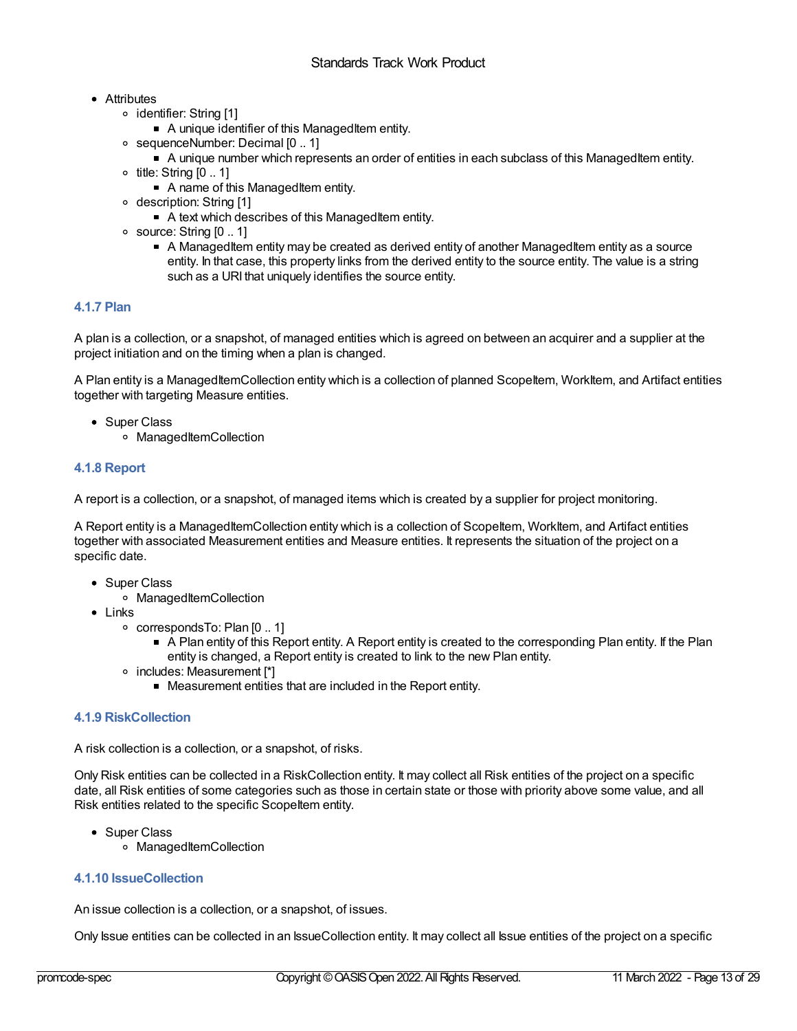- Attributes
    - identifier: String [1]
        - A unique identifier of this ManagedItem entity.
    - sequenceNumber: Decimal [0 .. 1]
        - A unique number which represents an order of entities in each subclass of this ManagedItem entity.
    - title: String [0 .. 1]
        - A name of this ManagedItem entity.
    - description: String [1]
        - A text which describes of this ManagedItem entity.
    - source: String [0 .. 1]
        - A ManagedItem entity may be created as derived entity of another ManagedItem entity as a source entity. In that case, this property links from the derived entity to the source entity. The value is a string such as a URI that uniquely identifies the source entity.

### 4.1.7 Plan

A plan is a collection, or a snapshot, of managed entities which is agreed on between an acquirer and a supplier at the project initiation and on the timing when a plan is changed.

A Plan entity is a ManagedItemCollection entity which is a collection of planned ScopeItem, WorkItem, and Artifact entities together with targeting Measure entities.

- Super Class
    - ManagedItemCollection

### 4.1.8 Report

A report is a collection, or a snapshot, of managed items which is created by a supplier for project monitoring.

A Report entity is a ManagedItemCollection entity which is a collection of ScopeItem, WorkItem, and Artifact entities together with associated Measurement entities and Measure entities. It represents the situation of the project on a specific date.

- Super Class
    - ManagedItemCollection
- Links
    - correspondsTo: Plan [0 .. 1]
        - A Plan entity of this Report entity. A Report entity is created to the corresponding Plan entity. If the Plan entity is changed, a Report entity is created to link to the new Plan entity.
    - includes: Measurement [*]
        - Measurement entities that are included in the Report entity.

### 4.1.9 RiskCollection

A risk collection is a collection, or a snapshot, of risks.

Only Risk entities can be collected in a RiskCollection entity. It may collect all Risk entities of the project on a specific date, all Risk entities of some categories such as those in certain state or those with priority above some value, and all Risk entities related to the specific ScopeItem entity.

- Super Class
    - ManagedItemCollection

### 4.1.10 IssueCollection

An issue collection is a collection, or a snapshot, of issues.

Only Issue entities can be collected in an IssueCollection entity. It may collect all Issue entities of the project on a specific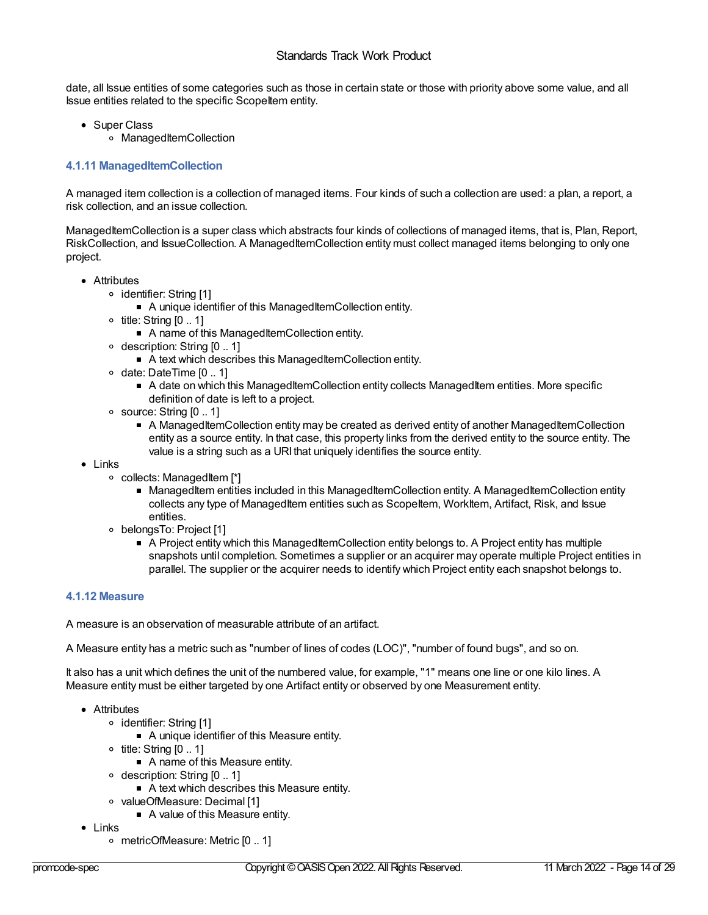date, all Issue entities of some categories such as those in certain state or those with priority above some value, and all Issue entities related to the specific ScopeItem entity.

- Super Class
  - ManagedItemCollection

### 4.1.11 ManagedItemCollection

A managed item collection is a collection of managed items. Four kinds of such a collection are used: a plan, a report, a risk collection, and an issue collection.

ManagedItemCollection is a super class which abstracts four kinds of collections of managed items, that is, Plan, Report, RiskCollection, and IssueCollection. A ManagedItemCollection entity must collect managed items belonging to only one project.

- Attributes
  - identifier: String [1]
    - A unique identifier of this ManagedItemCollection entity.
  - title: String [0 .. 1]
    - A name of this ManagedItemCollection entity.
  - description: String [0 .. 1]
    - A text which describes this ManagedItemCollection entity.
  - date: DateTime [0 .. 1]
    - A date on which this ManagedItemCollection entity collects ManagedItem entities. More specific definition of date is left to a project.
  - source: String [0 .. 1]
    - A ManagedItemCollection entity may be created as derived entity of another ManagedItemCollection entity as a source entity. In that case, this property links from the derived entity to the source entity. The value is a string such as a URI that uniquely identifies the source entity.
- Links
  - collects: ManagedItem [*]
    - ManagedItem entities included in this ManagedItemCollection entity. A ManagedItemCollection entity collects any type of ManagedItem entities such as ScopeItem, WorkItem, Artifact, Risk, and Issue entities.
  - belongsTo: Project [1]
    - A Project entity which this ManagedItemCollection entity belongs to. A Project entity has multiple snapshots until completion. Sometimes a supplier or an acquirer may operate multiple Project entities in parallel. The supplier or the acquirer needs to identify which Project entity each snapshot belongs to.

### 4.1.12 Measure

A measure is an observation of measurable attribute of an artifact.

A Measure entity has a metric such as "number of lines of codes (LOC)", "number of found bugs", and so on.

It also has a unit which defines the unit of the numbered value, for example, "1" means one line or one kilo lines. A Measure entity must be either targeted by one Artifact entity or observed by one Measurement entity.

- Attributes
  - identifier: String [1]
    - A unique identifier of this Measure entity.
  - title: String [0 .. 1]
    - A name of this Measure entity.
  - description: String [0 .. 1]
    - A text which describes this Measure entity.
  - valueOfMeasure: Decimal [1]
    - A value of this Measure entity.
- Links
  - metricOfMeasure: Metric [0 .. 1]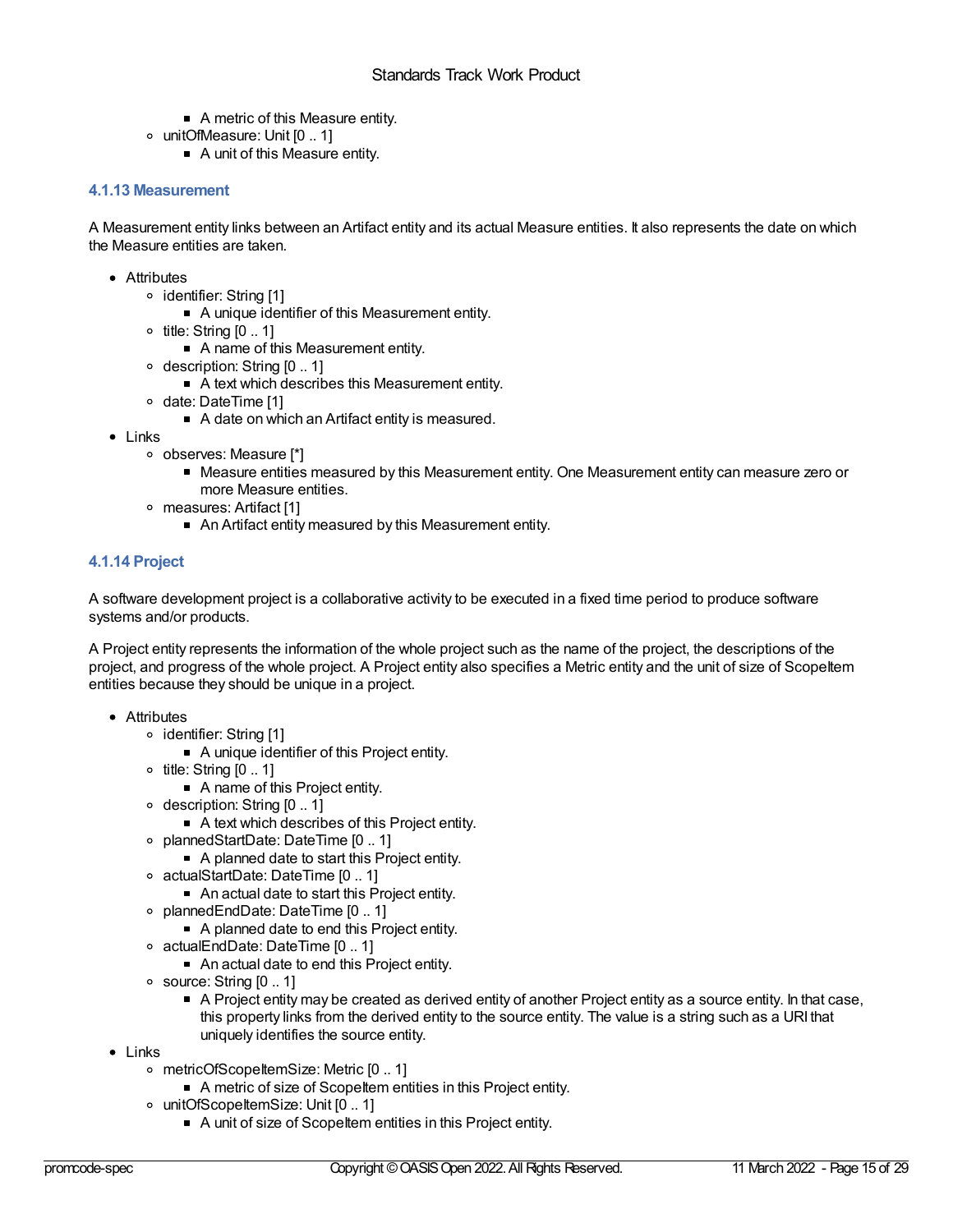- A metric of this Measure entity.
    - unitOfMeasure: Unit [0 .. 1]
        - A unit of this Measure entity.

### 4.1.13 Measurement

A Measurement entity links between an Artifact entity and its actual Measure entities. It also represents the date on which the Measure entities are taken.

- Attributes
    - identifier: String [1]
        - A unique identifier of this Measurement entity.
    - title: String [0 .. 1]
        - A name of this Measurement entity.
    - description: String [0 .. 1]
        - A text which describes this Measurement entity.
    - date: DateTime [1]
        - A date on which an Artifact entity is measured.
- Links
    - observes: Measure [*]
        - Measure entities measured by this Measurement entity. One Measurement entity can measure zero or more Measure entities.
    - measures: Artifact [1]
        - An Artifact entity measured by this Measurement entity.

### 4.1.14 Project

A software development project is a collaborative activity to be executed in a fixed time period to produce software systems and/or products.

A Project entity represents the information of the whole project such as the name of the project, the descriptions of the project, and progress of the whole project. A Project entity also specifies a Metric entity and the unit of size of ScopeItem entities because they should be unique in a project.

- Attributes
    - identifier: String [1]
        - A unique identifier of this Project entity.
    - title: String [0 .. 1]
        - A name of this Project entity.
    - description: String [0 .. 1]
        - A text which describes of this Project entity.
    - plannedStartDate: DateTime [0 .. 1]
        - A planned date to start this Project entity.
    - actualStartDate: DateTime [0 .. 1]
        - An actual date to start this Project entity.
    - plannedEndDate: DateTime [0 .. 1]
        - A planned date to end this Project entity.
    - actualEndDate: DateTime [0 .. 1]
        - An actual date to end this Project entity.
    - source: String [0 .. 1]
        - A Project entity may be created as derived entity of another Project entity as a source entity. In that case, this property links from the derived entity to the source entity. The value is a string such as a URI that uniquely identifies the source entity.
- Links
    - metricOfScopeItemSize: Metric [0 .. 1]
        - A metric of size of ScopeItem entities in this Project entity.
    - unitOfScopeItemSize: Unit [0 .. 1]
        - A unit of size of ScopeItem entities in this Project entity.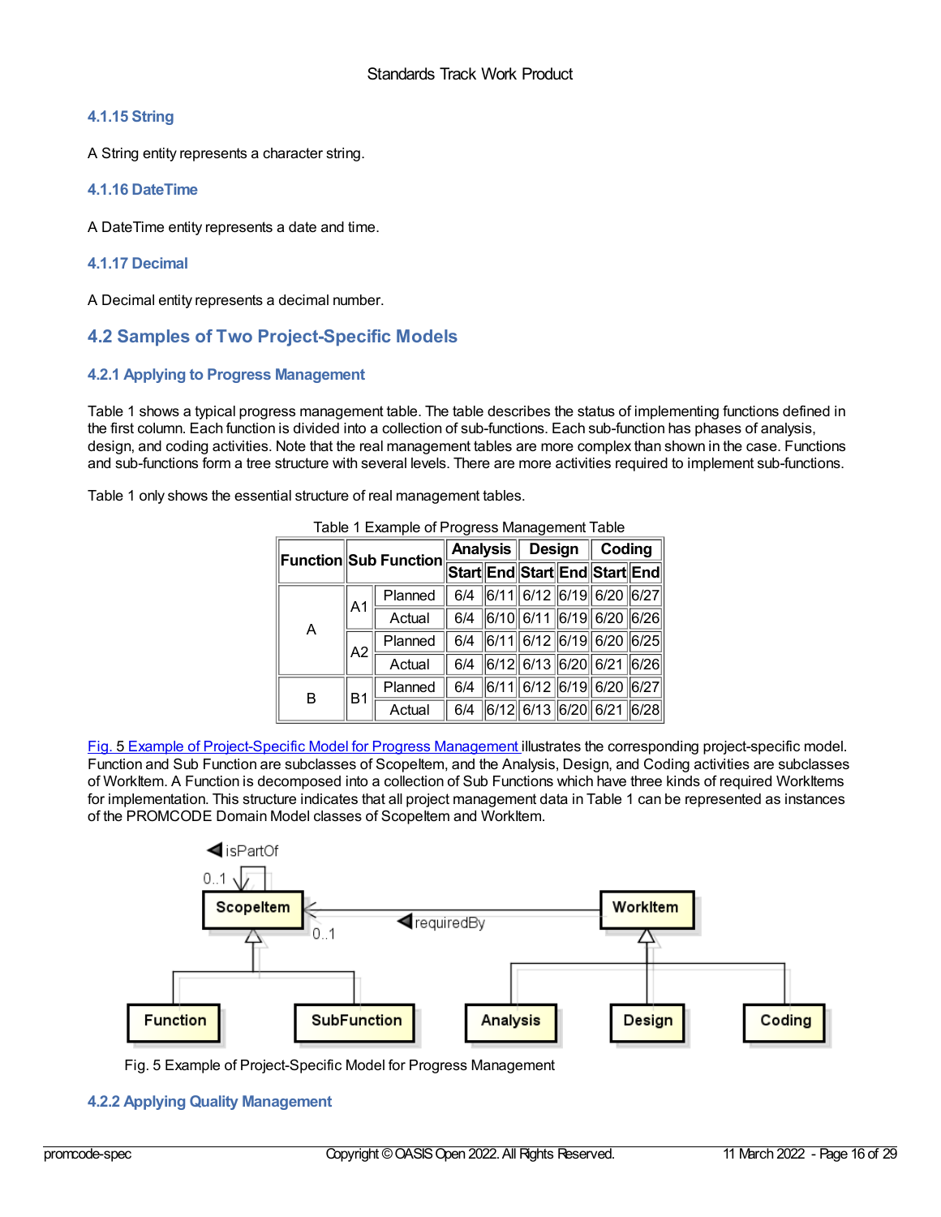### 4.1.15 String

A String entity represents a character string.

### 4.1.16 DateTime

A DateTime entity represents a date and time.

### 4.1.17 Decimal

A Decimal entity represents a decimal number.

## 4.2 Samples of Two Project-Specific Models

### 4.2.1 Applying to Progress Management

Table 1 shows a typical progress management table. The table describes the status of implementing functions defined in the first column. Each function is divided into a collection of sub-functions. Each sub-function has phases of analysis, design, and coding activities. Note that the real management tables are more complex than shown in the case. Functions and sub-functions form a tree structure with several levels. There are more activities required to implement sub-functions.

Table 1 only shows the essential structure of real management tables.

Table 1 Example of Progress Management Table

| Function | Sub Function | | Analysis | | Design | | Coding | |
|---|---|---|---|---|---|---|---|---|
| | | | Start | End | Start | End | Start | End |
| A | A1 | Planned | 6/4 | 6/11 | 6/12 | 6/19 | 6/20 | 6/27 |
| | | Actual | 6/4 | 6/10 | 6/11 | 6/19 | 6/20 | 6/26 |
| | A2 | Planned | 6/4 | 6/11 | 6/12 | 6/19 | 6/20 | 6/25 |
| | | Actual | 6/4 | 6/12 | 6/13 | 6/20 | 6/21 | 6/26 |
| B | B1 | Planned | 6/4 | 6/11 | 6/12 | 6/19 | 6/20 | 6/27 |
| | | Actual | 6/4 | 6/12 | 6/13 | 6/20 | 6/21 | 6/28 |

Fig. 5 Example of Project-Specific Model for Progress Management illustrates the corresponding project-specific model. Function and Sub Function are subclasses of ScopeItem, and the Analysis, Design, and Coding activities are subclasses of WorkItem. A Function is decomposed into a collection of Sub Functions which have three kinds of required WorkItems for implementation. This structure indicates that all project management data in Table 1 can be represented as instances of the PROMCODE Domain Model classes of ScopeItem and WorkItem.

Fig. 5 Example of Project-Specific Model for Progress Management

### 4.2.2 Applying Quality Management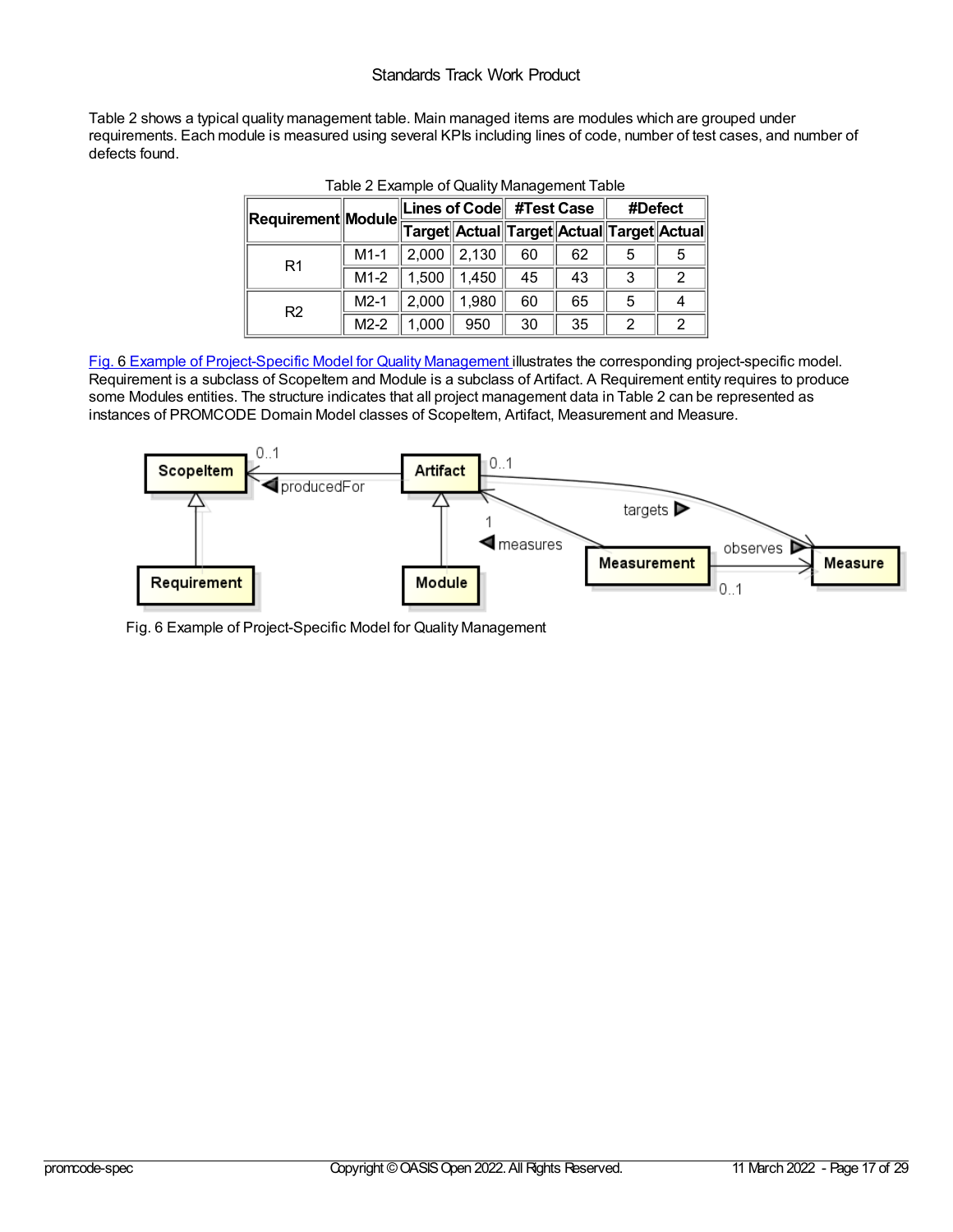Table 2 shows a typical quality management table. Main managed items are modules which are grouped under requirements. Each module is measured using several KPIs including lines of code, number of test cases, and number of defects found.

Table 2 Example of Quality Management Table

| Requirement | Module | Lines of Code | | #Test Case | | #Defect | |
|---|---|---|---|---|---|---|---|
| | | Target | Actual | Target | Actual | Target | Actual |
| R1 | M1-1 | 2,000 | 2,130 | 60 | 62 | 5 | 5 |
| | M1-2 | 1,500 | 1,450 | 45 | 43 | 3 | 2 |
| R2 | M2-1 | 2,000 | 1,980 | 60 | 65 | 5 | 4 |
| | M2-2 | 1,000 | 950 | 30 | 35 | 2 | 2 |

Fig. 6 Example of Project-Specific Model for Quality Management illustrates the corresponding project-specific model. Requirement is a subclass of ScopeItem and Module is a subclass of Artifact. A Requirement entity requires to produce some Modules entities. The structure indicates that all project management data in Table 2 can be represented as instances of PROMCODE Domain Model classes of ScopeItem, Artifact, Measurement and Measure.

Fig. 6 Example of Project-Specific Model for Quality Management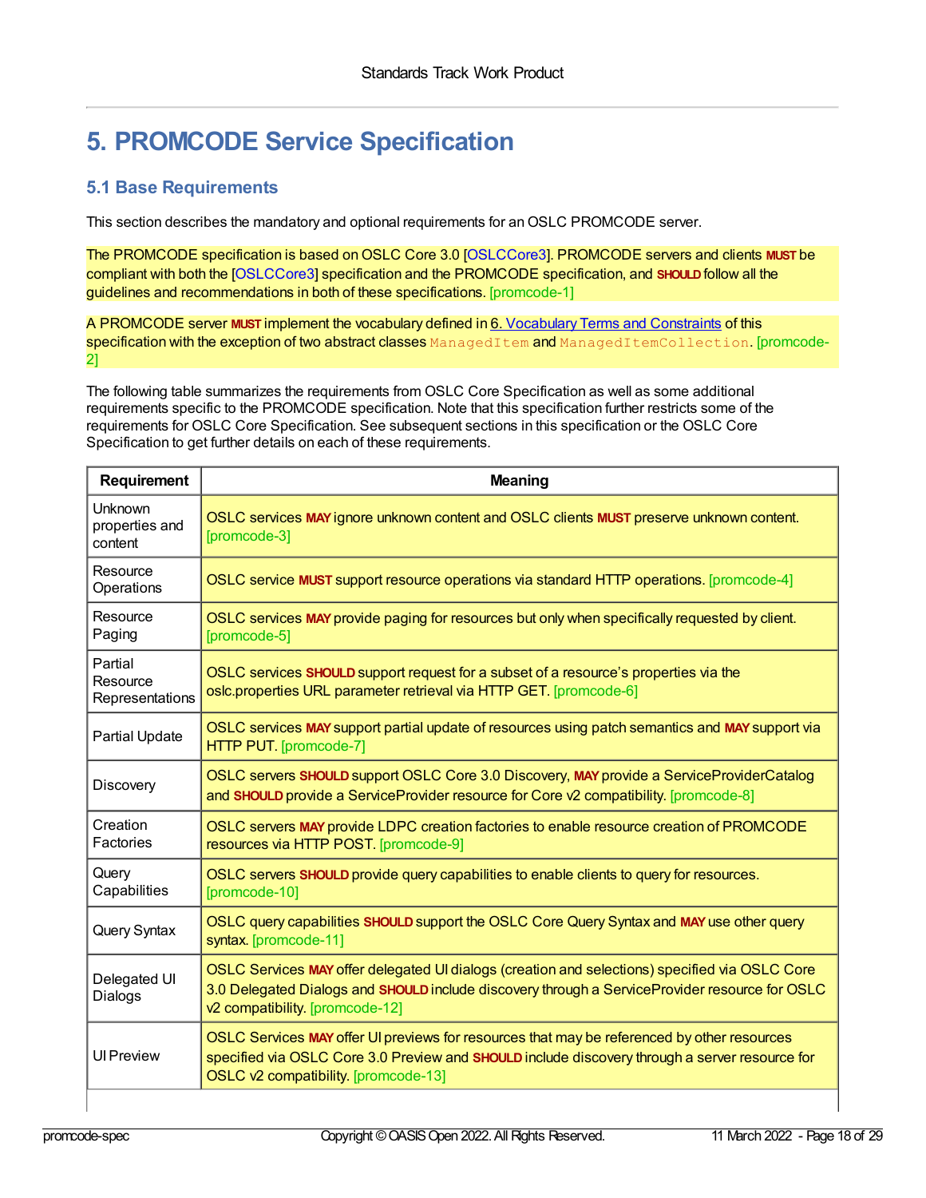# 5. PROMCODE Service Specification

## 5.1 Base Requirements

This section describes the mandatory and optional requirements for an OSLC PROMCODE server.

The PROMCODE specification is based on OSLC Core 3.0 [OSLCCore3]. PROMCODE servers and clients **MUST** be compliant with both the [OSLCCore3] specification and the PROMCODE specification, and **SHOULD** follow all the guidelines and recommendations in both of these specifications. [promcode-1]

A PROMCODE server **MUST** implement the vocabulary defined in 6. Vocabulary Terms and Constraints of this specification with the exception of two abstract classes `ManagedItem` and `ManagedItemCollection`. [promcode-2]

The following table summarizes the requirements from OSLC Core Specification as well as some additional requirements specific to the PROMCODE specification. Note that this specification further restricts some of the requirements for OSLC Core Specification. See subsequent sections in this specification or the OSLC Core Specification to get further details on each of these requirements.

| Requirement | Meaning |
|---|---|
| Unknown properties and content | OSLC services **MAY** ignore unknown content and OSLC clients **MUST** preserve unknown content. [promcode-3] |
| Resource Operations | OSLC service **MUST** support resource operations via standard HTTP operations. [promcode-4] |
| Resource Paging | OSLC services **MAY** provide paging for resources but only when specifically requested by client. [promcode-5] |
| Partial Resource Representations | OSLC services **SHOULD** support request for a subset of a resource's properties via the oslc.properties URL parameter retrieval via HTTP GET. [promcode-6] |
| Partial Update | OSLC services **MAY** support partial update of resources using patch semantics and **MAY** support via HTTP PUT. [promcode-7] |
| Discovery | OSLC servers **SHOULD** support OSLC Core 3.0 Discovery, **MAY** provide a ServiceProviderCatalog and **SHOULD** provide a ServiceProvider resource for Core v2 compatibility. [promcode-8] |
| Creation Factories | OSLC servers **MAY** provide LDPC creation factories to enable resource creation of PROMCODE resources via HTTP POST. [promcode-9] |
| Query Capabilities | OSLC servers **SHOULD** provide query capabilities to enable clients to query for resources. [promcode-10] |
| Query Syntax | OSLC query capabilities **SHOULD** support the OSLC Core Query Syntax and **MAY** use other query syntax. [promcode-11] |
| Delegated UI Dialogs | OSLC Services **MAY** offer delegated UI dialogs (creation and selections) specified via OSLC Core 3.0 Delegated Dialogs and **SHOULD** include discovery through a ServiceProvider resource for OSLC v2 compatibility. [promcode-12] |
| UI Preview | OSLC Services **MAY** offer UI previews for resources that may be referenced by other resources specified via OSLC Core 3.0 Preview and **SHOULD** include discovery through a server resource for OSLC v2 compatibility. [promcode-13] |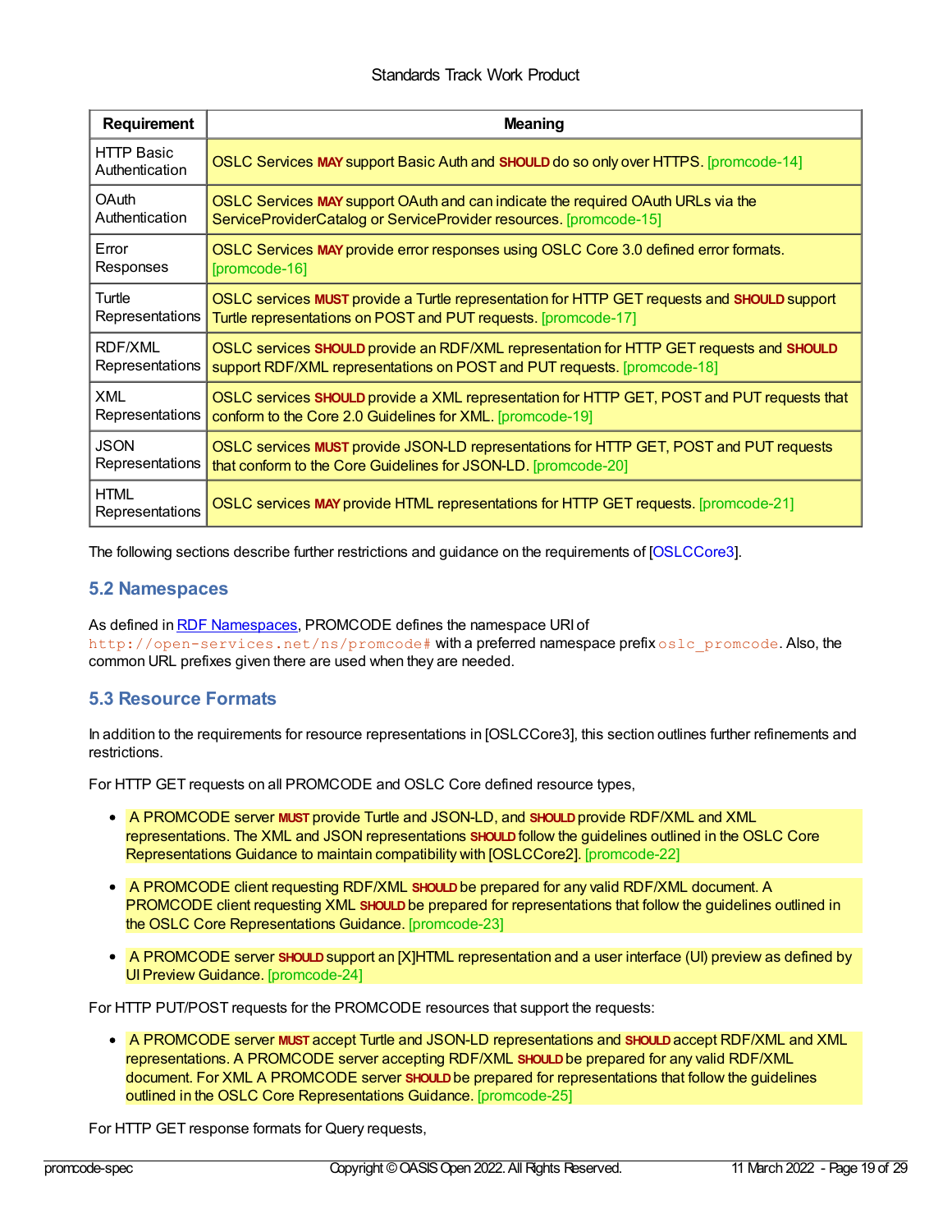| Requirement | Meaning |
| --- | --- |
| HTTP Basic Authentication | OSLC Services **MAY** support Basic Auth and **SHOULD** do so only over HTTPS. [promcode-14] |
| OAuth Authentication | OSLC Services **MAY** support OAuth and can indicate the required OAuth URLs via the ServiceProviderCatalog or ServiceProvider resources. [promcode-15] |
| Error Responses | OSLC Services **MAY** provide error responses using OSLC Core 3.0 defined error formats. [promcode-16] |
| Turtle Representations | OSLC services **MUST** provide a Turtle representation for HTTP GET requests and **SHOULD** support Turtle representations on POST and PUT requests. [promcode-17] |
| RDF/XML Representations | OSLC services **SHOULD** provide an RDF/XML representation for HTTP GET requests and **SHOULD** support RDF/XML representations on POST and PUT requests. [promcode-18] |
| XML Representations | OSLC services **SHOULD** provide a XML representation for HTTP GET, POST and PUT requests that conform to the Core 2.0 Guidelines for XML. [promcode-19] |
| JSON Representations | OSLC services **MUST** provide JSON-LD representations for HTTP GET, POST and PUT requests that conform to the Core Guidelines for JSON-LD. [promcode-20] |
| HTML Representations | OSLC services **MAY** provide HTML representations for HTTP GET requests. [promcode-21] |

The following sections describe further restrictions and guidance on the requirements of [OSLCCore3].

## 5.2 Namespaces

As defined in RDF Namespaces, PROMCODE defines the namespace URI of `http://open-services.net/ns/promcode#` with a preferred namespace prefix `oslc_promcode`. Also, the common URL prefixes given there are used when they are needed.

## 5.3 Resource Formats

In addition to the requirements for resource representations in [OSLCCore3], this section outlines further refinements and restrictions.

For HTTP GET requests on all PROMCODE and OSLC Core defined resource types,

- A PROMCODE server **MUST** provide Turtle and JSON-LD, and **SHOULD** provide RDF/XML and XML representations. The XML and JSON representations **SHOULD** follow the guidelines outlined in the OSLC Core Representations Guidance to maintain compatibility with [OSLCCore2]. [promcode-22]
- A PROMCODE client requesting RDF/XML **SHOULD** be prepared for any valid RDF/XML document. A PROMCODE client requesting XML **SHOULD** be prepared for representations that follow the guidelines outlined in the OSLC Core Representations Guidance. [promcode-23]
- A PROMCODE server **SHOULD** support an [X]HTML representation and a user interface (UI) preview as defined by UI Preview Guidance. [promcode-24]

For HTTP PUT/POST requests for the PROMCODE resources that support the requests:

- A PROMCODE server **MUST** accept Turtle and JSON-LD representations and **SHOULD** accept RDF/XML and XML representations. A PROMCODE server accepting RDF/XML **SHOULD** be prepared for any valid RDF/XML document. For XML A PROMCODE server **SHOULD** be prepared for representations that follow the guidelines outlined in the OSLC Core Representations Guidance. [promcode-25]

For HTTP GET response formats for Query requests,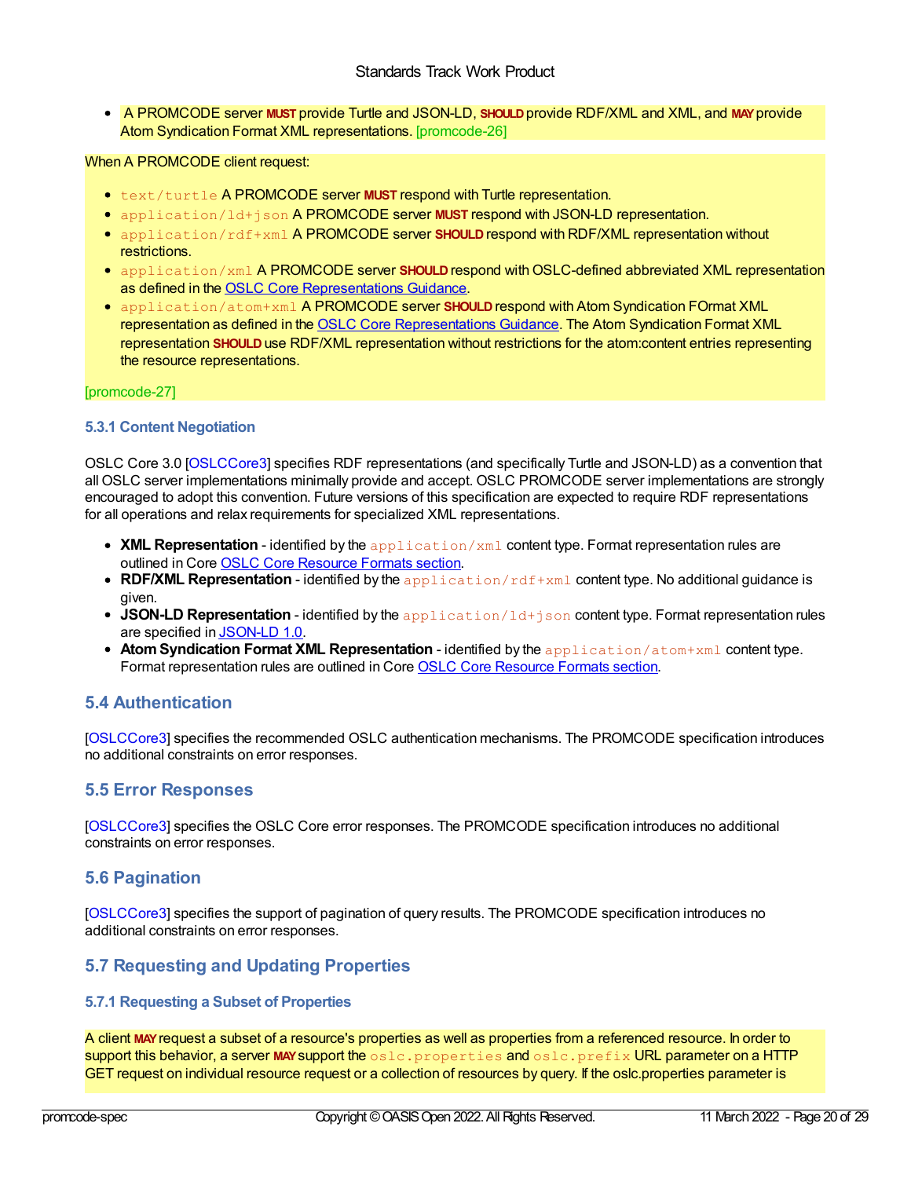- A PROMCODE server **MUST** provide Turtle and JSON-LD, **SHOULD** provide RDF/XML and XML, and **MAY** provide Atom Syndication Format XML representations. [promcode-26]

When A PROMCODE client request:

- `text/turtle` A PROMCODE server **MUST** respond with Turtle representation.
- `application/ld+json` A PROMCODE server **MUST** respond with JSON-LD representation.
- `application/rdf+xml` A PROMCODE server **SHOULD** respond with RDF/XML representation without restrictions.
- `application/xml` A PROMCODE server **SHOULD** respond with OSLC-defined abbreviated XML representation as defined in the OSLC Core Representations Guidance.
- `application/atom+xml` A PROMCODE server **SHOULD** respond with Atom Syndication FOrmat XML representation as defined in the OSLC Core Representations Guidance. The Atom Syndication Format XML representation **SHOULD** use RDF/XML representation without restrictions for the atom:content entries representing the resource representations.

[promcode-27]

#### 5.3.1 Content Negotiation

OSLC Core 3.0 [OSLCCore3] specifies RDF representations (and specifically Turtle and JSON-LD) as a convention that all OSLC server implementations minimally provide and accept. OSLC PROMCODE server implementations are strongly encouraged to adopt this convention. Future versions of this specification are expected to require RDF representations for all operations and relax requirements for specialized XML representations.

- **XML Representation** - identified by the `application/xml` content type. Format representation rules are outlined in Core OSLC Core Resource Formats section.
- **RDF/XML Representation** - identified by the `application/rdf+xml` content type. No additional guidance is given.
- **JSON-LD Representation** - identified by the `application/ld+json` content type. Format representation rules are specified in JSON-LD 1.0.
- **Atom Syndication Format XML Representation** - identified by the `application/atom+xml` content type. Format representation rules are outlined in Core OSLC Core Resource Formats section.

## 5.4 Authentication

[OSLCCore3] specifies the recommended OSLC authentication mechanisms. The PROMCODE specification introduces no additional constraints on error responses.

## 5.5 Error Responses

[OSLCCore3] specifies the OSLC Core error responses. The PROMCODE specification introduces no additional constraints on error responses.

## 5.6 Pagination

[OSLCCore3] specifies the support of pagination of query results. The PROMCODE specification introduces no additional constraints on error responses.

## 5.7 Requesting and Updating Properties

#### 5.7.1 Requesting a Subset of Properties

A client **MAY** request a subset of a resource's properties as well as properties from a referenced resource. In order to support this behavior, a server **MAY** support the `oslc.properties` and `oslc.prefix` URL parameter on a HTTP GET request on individual resource request or a collection of resources by query. If the oslc.properties parameter is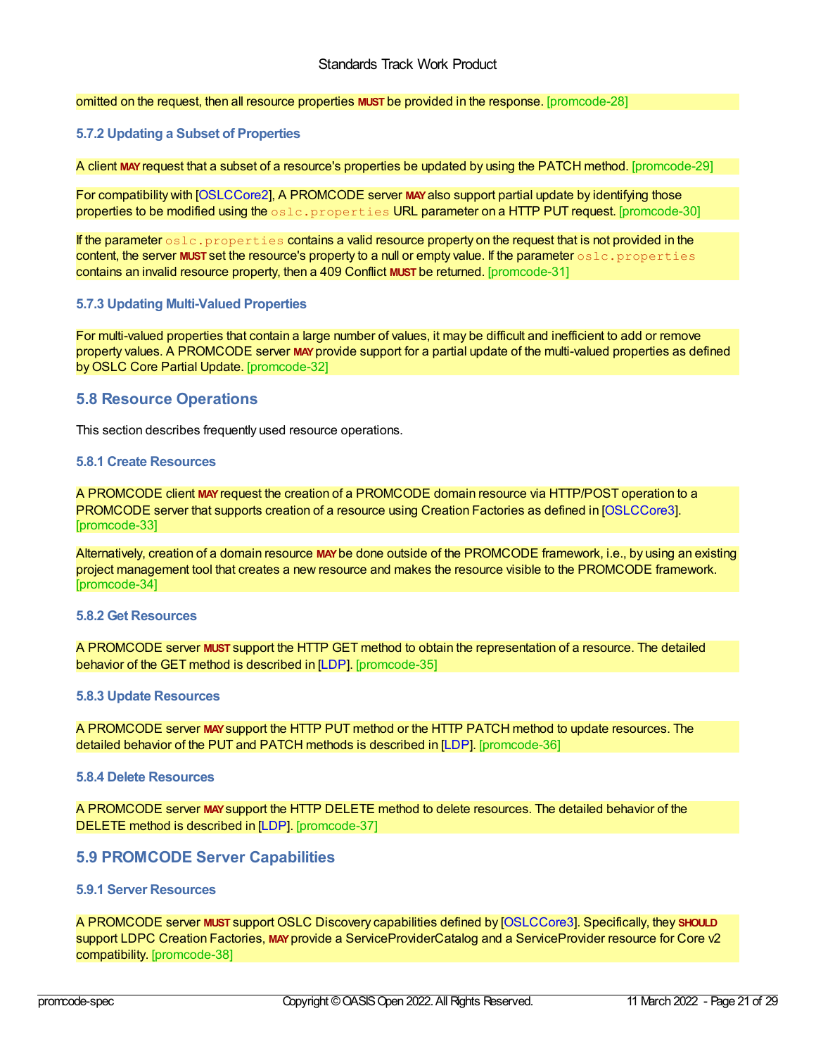omitted on the request, then all resource properties **MUST** be provided in the response. [promcode-28]

#### 5.7.2 Updating a Subset of Properties

A client **MAY** request that a subset of a resource's properties be updated by using the PATCH method. [promcode-29]

For compatibility with [OSLCCore2], A PROMCODE server **MAY** also support partial update by identifying those properties to be modified using the `oslc.properties` URL parameter on a HTTP PUT request. [promcode-30]

If the parameter `oslc.properties` contains a valid resource property on the request that is not provided in the content, the server **MUST** set the resource's property to a null or empty value. If the parameter `oslc.properties` contains an invalid resource property, then a 409 Conflict **MUST** be returned. [promcode-31]

#### 5.7.3 Updating Multi-Valued Properties

For multi-valued properties that contain a large number of values, it may be difficult and inefficient to add or remove property values. A PROMCODE server **MAY** provide support for a partial update of the multi-valued properties as defined by OSLC Core Partial Update. [promcode-32]

### 5.8 Resource Operations

This section describes frequently used resource operations.

#### 5.8.1 Create Resources

A PROMCODE client **MAY** request the creation of a PROMCODE domain resource via HTTP/POST operation to a PROMCODE server that supports creation of a resource using Creation Factories as defined in [OSLCCore3]. [promcode-33]

Alternatively, creation of a domain resource **MAY** be done outside of the PROMCODE framework, i.e., by using an existing project management tool that creates a new resource and makes the resource visible to the PROMCODE framework. [promcode-34]

#### 5.8.2 Get Resources

A PROMCODE server **MUST** support the HTTP GET method to obtain the representation of a resource. The detailed behavior of the GET method is described in [LDP]. [promcode-35]

#### 5.8.3 Update Resources

A PROMCODE server **MAY** support the HTTP PUT method or the HTTP PATCH method to update resources. The detailed behavior of the PUT and PATCH methods is described in [LDP]. [promcode-36]

#### 5.8.4 Delete Resources

A PROMCODE server **MAY** support the HTTP DELETE method to delete resources. The detailed behavior of the DELETE method is described in [LDP]. [promcode-37]

### 5.9 PROMCODE Server Capabilities

#### 5.9.1 Server Resources

A PROMCODE server **MUST** support OSLC Discovery capabilities defined by [OSLCCore3]. Specifically, they **SHOULD** support LDPC Creation Factories, **MAY** provide a ServiceProviderCatalog and a ServiceProvider resource for Core v2 compatibility. [promcode-38]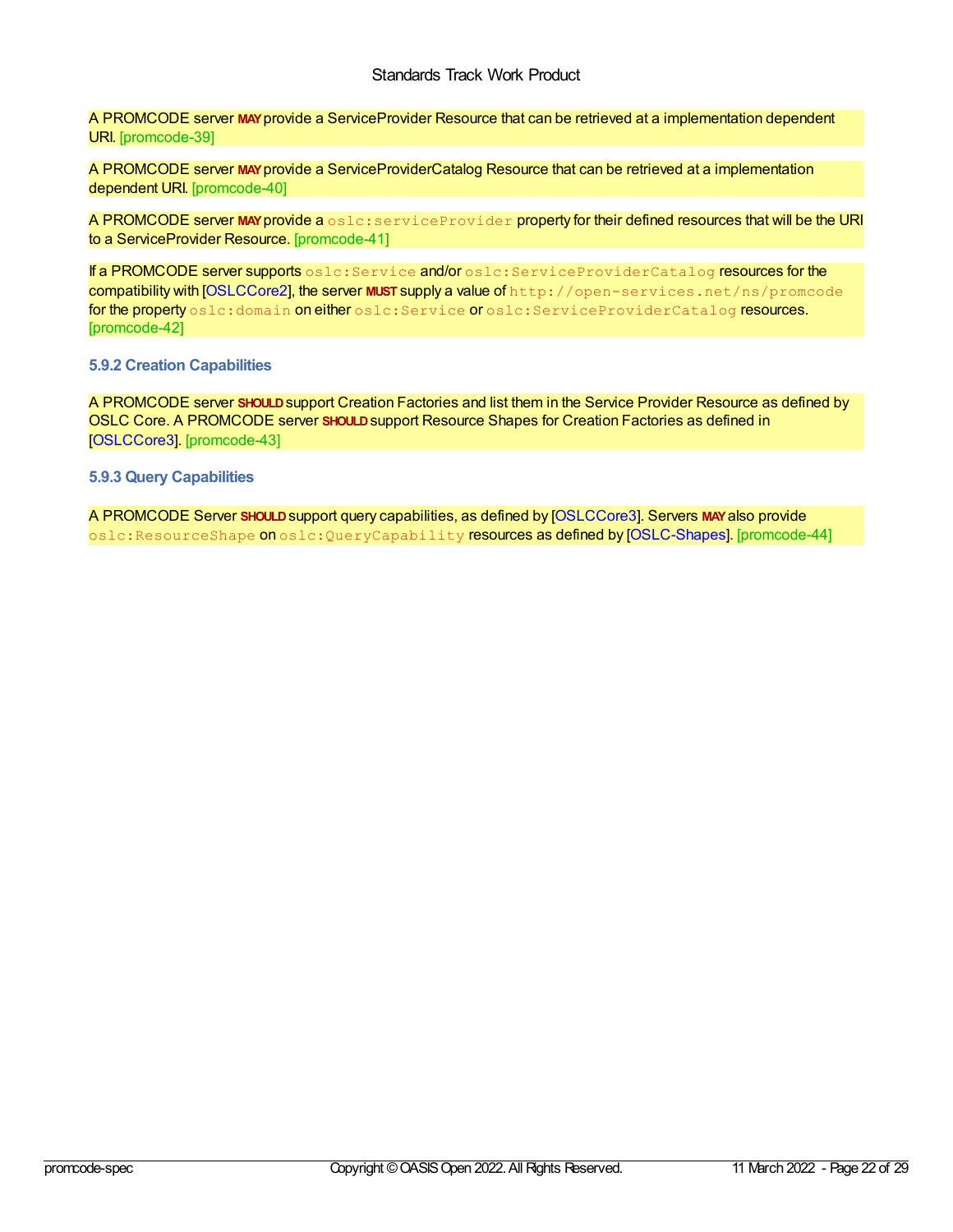A PROMCODE server **MAY** provide a ServiceProvider Resource that can be retrieved at a implementation dependent URI. [promcode-39]

A PROMCODE server **MAY** provide a ServiceProviderCatalog Resource that can be retrieved at a implementation dependent URI. [promcode-40]

A PROMCODE server **MAY** provide a `oslc:serviceProvider` property for their defined resources that will be the URI to a ServiceProvider Resource. [promcode-41]

If a PROMCODE server supports `oslc:Service` and/or `oslc:ServiceProviderCatalog` resources for the compatibility with [OSLCCore2], the server **MUST** supply a value of `http://open-services.net/ns/promcode` for the property `oslc:domain` on either `oslc:Service` or `oslc:ServiceProviderCatalog` resources. [promcode-42]

### 5.9.2 Creation Capabilities

A PROMCODE server **SHOULD** support Creation Factories and list them in the Service Provider Resource as defined by OSLC Core. A PROMCODE server **SHOULD** support Resource Shapes for Creation Factories as defined in [OSLCCore3]. [promcode-43]

### 5.9.3 Query Capabilities

A PROMCODE Server **SHOULD** support query capabilities, as defined by [OSLCCore3]. Servers **MAY** also provide `oslc:ResourceShape` on `oslc:QueryCapability` resources as defined by [OSLC-Shapes]. [promcode-44]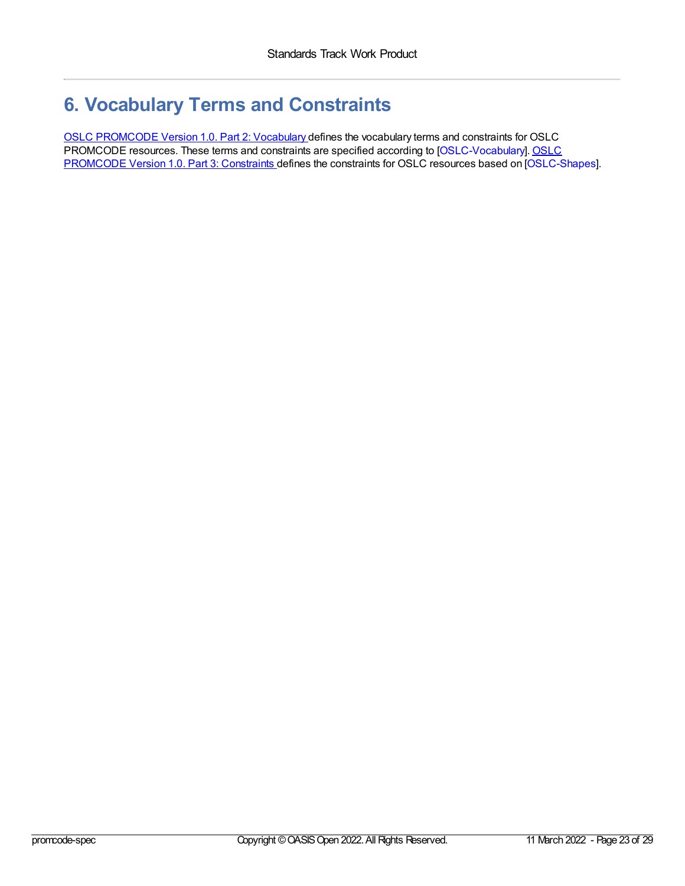# 6. Vocabulary Terms and Constraints

OSLC PROMCODE Version 1.0. Part 2: Vocabulary defines the vocabulary terms and constraints for OSLC PROMCODE resources. These terms and constraints are specified according to [OSLC-Vocabulary]. OSLC PROMCODE Version 1.0. Part 3: Constraints defines the constraints for OSLC resources based on [OSLC-Shapes].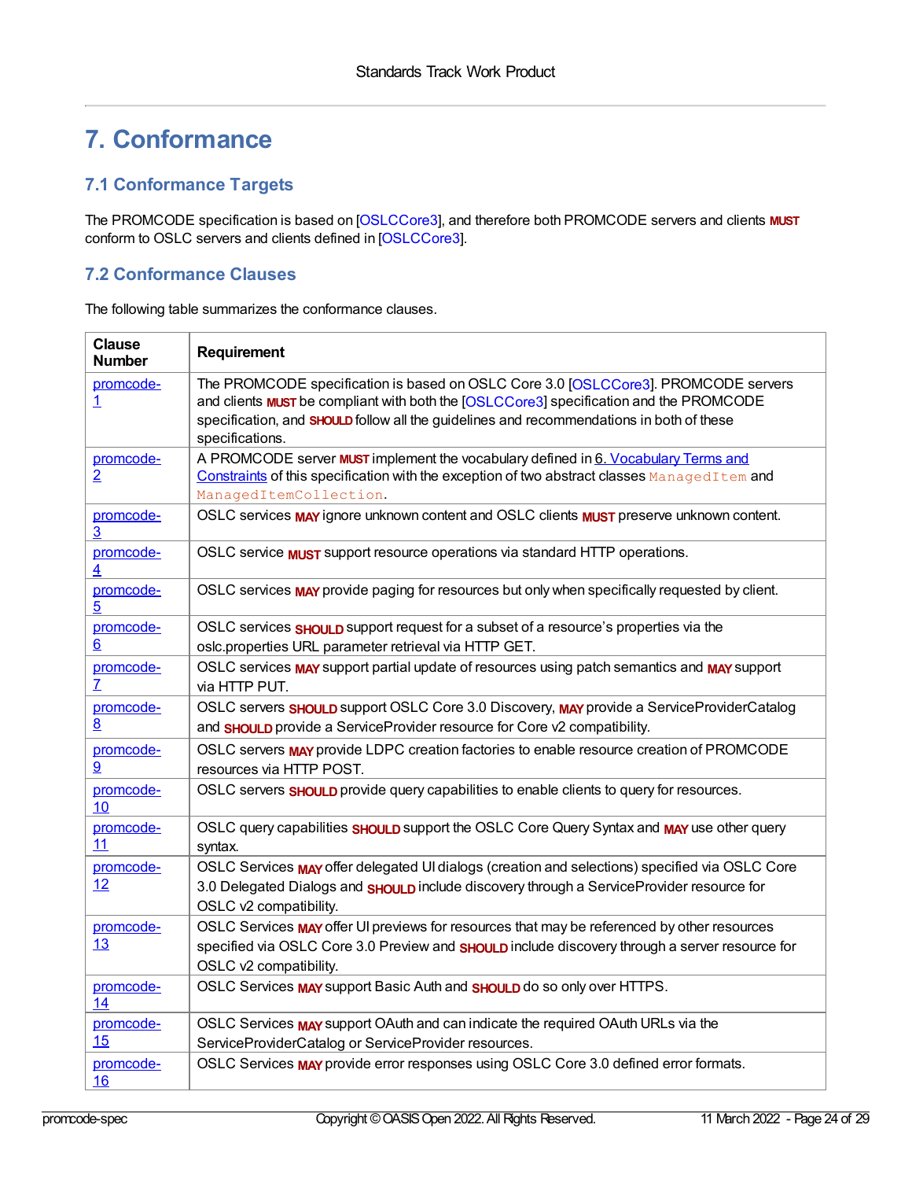# 7. Conformance

## 7.1 Conformance Targets

The PROMCODE specification is based on [OSLCCore3], and therefore both PROMCODE servers and clients **MUST** conform to OSLC servers and clients defined in [OSLCCore3].

## 7.2 Conformance Clauses

The following table summarizes the conformance clauses.

| Clause Number | Requirement |
|---|---|
| promcode-1 | The PROMCODE specification is based on OSLC Core 3.0 [OSLCCore3]. PROMCODE servers and clients **MUST** be compliant with both the [OSLCCore3] specification and the PROMCODE specification, and **SHOULD** follow all the guidelines and recommendations in both of these specifications. |
| promcode-2 | A PROMCODE server **MUST** implement the vocabulary defined in 6. Vocabulary Terms and Constraints of this specification with the exception of two abstract classes `ManagedItem` and `ManagedItemCollection`. |
| promcode-3 | OSLC services **MAY** ignore unknown content and OSLC clients **MUST** preserve unknown content. |
| promcode-4 | OSLC service **MUST** support resource operations via standard HTTP operations. |
| promcode-5 | OSLC services **MAY** provide paging for resources but only when specifically requested by client. |
| promcode-6 | OSLC services **SHOULD** support request for a subset of a resource's properties via the oslc.properties URL parameter retrieval via HTTP GET. |
| promcode-7 | OSLC services **MAY** support partial update of resources using patch semantics and **MAY** support via HTTP PUT. |
| promcode-8 | OSLC servers **SHOULD** support OSLC Core 3.0 Discovery, **MAY** provide a ServiceProviderCatalog and **SHOULD** provide a ServiceProvider resource for Core v2 compatibility. |
| promcode-9 | OSLC servers **MAY** provide LDPC creation factories to enable resource creation of PROMCODE resources via HTTP POST. |
| promcode-10 | OSLC servers **SHOULD** provide query capabilities to enable clients to query for resources. |
| promcode-11 | OSLC query capabilities **SHOULD** support the OSLC Core Query Syntax and **MAY** use other query syntax. |
| promcode-12 | OSLC Services **MAY** offer delegated UI dialogs (creation and selections) specified via OSLC Core 3.0 Delegated Dialogs and **SHOULD** include discovery through a ServiceProvider resource for OSLC v2 compatibility. |
| promcode-13 | OSLC Services **MAY** offer UI previews for resources that may be referenced by other resources specified via OSLC Core 3.0 Preview and **SHOULD** include discovery through a server resource for OSLC v2 compatibility. |
| promcode-14 | OSLC Services **MAY** support Basic Auth and **SHOULD** do so only over HTTPS. |
| promcode-15 | OSLC Services **MAY** support OAuth and can indicate the required OAuth URLs via the ServiceProviderCatalog or ServiceProvider resources. |
| promcode-16 | OSLC Services **MAY** provide error responses using OSLC Core 3.0 defined error formats. |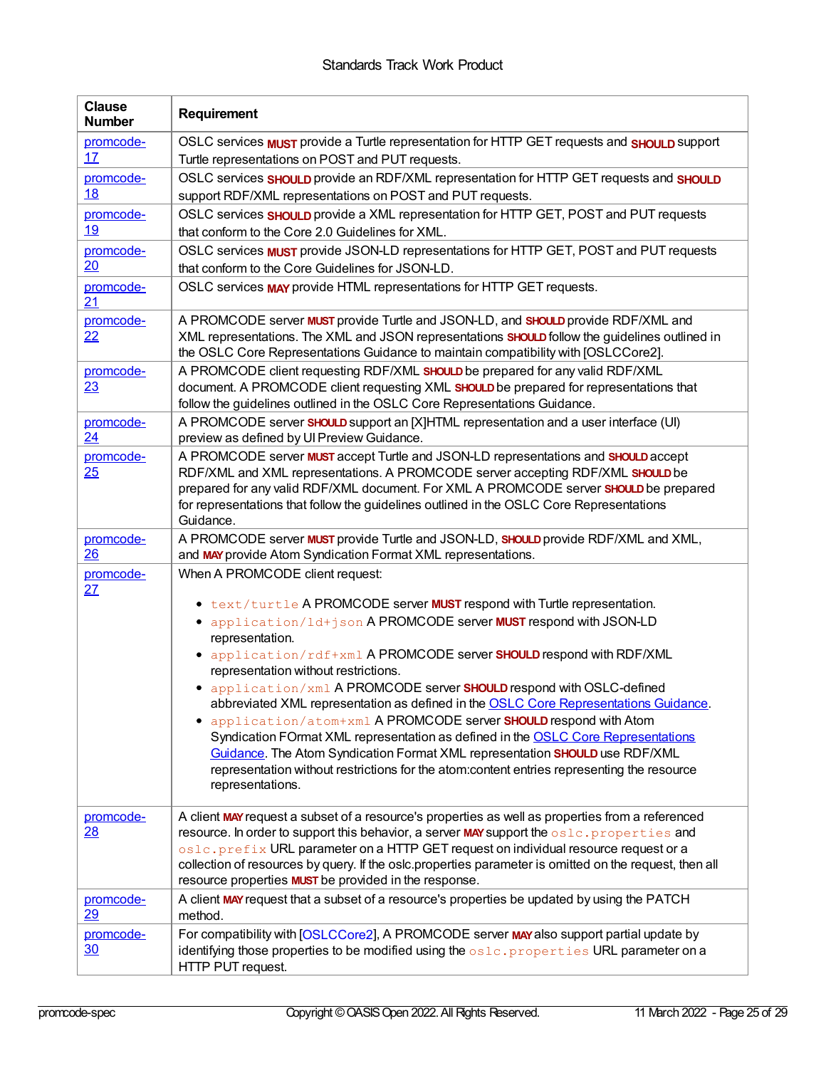| Clause Number | Requirement |
|---|---|
| promcode-17 | OSLC services **MUST** provide a Turtle representation for HTTP GET requests and **SHOULD** support Turtle representations on POST and PUT requests. |
| promcode-18 | OSLC services **SHOULD** provide an RDF/XML representation for HTTP GET requests and **SHOULD** support RDF/XML representations on POST and PUT requests. |
| promcode-19 | OSLC services **SHOULD** provide a XML representation for HTTP GET, POST and PUT requests that conform to the Core 2.0 Guidelines for XML. |
| promcode-20 | OSLC services **MUST** provide JSON-LD representations for HTTP GET, POST and PUT requests that conform to the Core Guidelines for JSON-LD. |
| promcode-21 | OSLC services **MAY** provide HTML representations for HTTP GET requests. |
| promcode-22 | A PROMCODE server **MUST** provide Turtle and JSON-LD, and **SHOULD** provide RDF/XML and XML representations. The XML and JSON representations **SHOULD** follow the guidelines outlined in the OSLC Core Representations Guidance to maintain compatibility with [OSLCCore2]. |
| promcode-23 | A PROMCODE client requesting RDF/XML **SHOULD** be prepared for any valid RDF/XML document. A PROMCODE client requesting XML **SHOULD** be prepared for representations that follow the guidelines outlined in the OSLC Core Representations Guidance. |
| promcode-24 | A PROMCODE server **SHOULD** support an [X]HTML representation and a user interface (UI) preview as defined by UI Preview Guidance. |
| promcode-25 | A PROMCODE server **MUST** accept Turtle and JSON-LD representations and **SHOULD** accept RDF/XML and XML representations. A PROMCODE server accepting RDF/XML **SHOULD** be prepared for any valid RDF/XML document. For XML A PROMCODE server **SHOULD** be prepared for representations that follow the guidelines outlined in the OSLC Core Representations Guidance. |
| promcode-26 | A PROMCODE server **MUST** provide Turtle and JSON-LD, **SHOULD** provide RDF/XML and XML, and **MAY** provide Atom Syndication Format XML representations. |
| promcode-27 | When A PROMCODE client request:<br>• `text/turtle` A PROMCODE server **MUST** respond with Turtle representation.<br>• `application/ld+json` A PROMCODE server **MUST** respond with JSON-LD representation.<br>• `application/rdf+xml` A PROMCODE server **SHOULD** respond with RDF/XML representation without restrictions.<br>• `application/xml` A PROMCODE server **SHOULD** respond with OSLC-defined abbreviated XML representation as defined in the OSLC Core Representations Guidance.<br>• `application/atom+xml` A PROMCODE server **SHOULD** respond with Atom Syndication FOrmat XML representation as defined in the OSLC Core Representations Guidance. The Atom Syndication Format XML representation **SHOULD** use RDF/XML representation without restrictions for the atom:content entries representing the resource representations. |
| promcode-28 | A client **MAY** request a subset of a resource's properties as well as properties from a referenced resource. In order to support this behavior, a server **MAY** support the `oslc.properties` and `oslc.prefix` URL parameter on a HTTP GET request on individual resource request or a collection of resources by query. If the oslc.properties parameter is omitted on the request, then all resource properties **MUST** be provided in the response. |
| promcode-29 | A client **MAY** request that a subset of a resource's properties be updated by using the PATCH method. |
| promcode-30 | For compatibility with [OSLCCore2], A PROMCODE server **MAY** also support partial update by identifying those properties to be modified using the `oslc.properties` URL parameter on a HTTP PUT request. |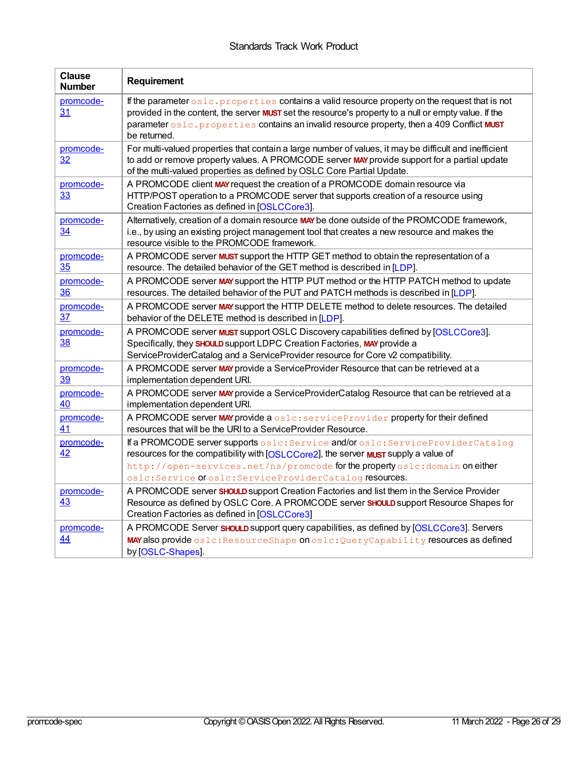| Clause Number | Requirement |
| --- | --- |
| promcode-31 | If the parameter `oslc.properties` contains a valid resource property on the request that is not provided in the content, the server **MUST** set the resource's property to a null or empty value. If the parameter `oslc.properties` contains an invalid resource property, then a 409 Conflict **MUST** be returned. |
| promcode-32 | For multi-valued properties that contain a large number of values, it may be difficult and inefficient to add or remove property values. A PROMCODE server **MAY** provide support for a partial update of the multi-valued properties as defined by OSLC Core Partial Update. |
| promcode-33 | A PROMCODE client **MAY** request the creation of a PROMCODE domain resource via HTTP/POST operation to a PROMCODE server that supports creation of a resource using Creation Factories as defined in [OSLCCore3]. |
| promcode-34 | Alternatively, creation of a domain resource **MAY** be done outside of the PROMCODE framework, i.e., by using an existing project management tool that creates a new resource and makes the resource visible to the PROMCODE framework. |
| promcode-35 | A PROMCODE server **MUST** support the HTTP GET method to obtain the representation of a resource. The detailed behavior of the GET method is described in [LDP]. |
| promcode-36 | A PROMCODE server **MAY** support the HTTP PUT method or the HTTP PATCH method to update resources. The detailed behavior of the PUT and PATCH methods is described in [LDP]. |
| promcode-37 | A PROMCODE server **MAY** support the HTTP DELETE method to delete resources. The detailed behavior of the DELETE method is described in [LDP]. |
| promcode-38 | A PROMCODE server **MUST** support OSLC Discovery capabilities defined by [OSLCCore3]. Specifically, they **SHOULD** support LDPC Creation Factories, **MAY** provide a ServiceProviderCatalog and a ServiceProvider resource for Core v2 compatibility. |
| promcode-39 | A PROMCODE server **MAY** provide a ServiceProvider Resource that can be retrieved at a implementation dependent URI. |
| promcode-40 | A PROMCODE server **MAY** provide a ServiceProviderCatalog Resource that can be retrieved at a implementation dependent URI. |
| promcode-41 | A PROMCODE server **MAY** provide a `oslc:serviceProvider` property for their defined resources that will be the URI to a ServiceProvider Resource. |
| promcode-42 | If a PROMCODE server supports `oslc:Service` and/or `oslc:ServiceProviderCatalog` resources for the compatibility with [OSLCCore2], the server **MUST** supply a value of `http://open-services.net/ns/promcode` for the property `oslc:domain` on either `oslc:Service` or `oslc:ServiceProviderCatalog` resources. |
| promcode-43 | A PROMCODE server **SHOULD** support Creation Factories and list them in the Service Provider Resource as defined by OSLC Core. A PROMCODE server **SHOULD** support Resource Shapes for Creation Factories as defined in [OSLCCore3] |
| promcode-44 | A PROMCODE Server **SHOULD** support query capabilities, as defined by [OSLCCore3]. Servers **MAY** also provide `oslc:ResourceShape` on `oslc:QueryCapability` resources as defined by [OSLC-Shapes]. |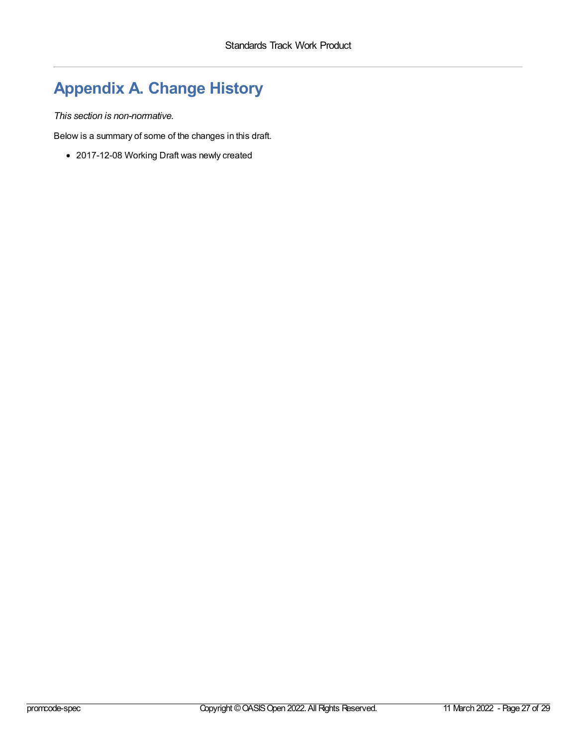# Appendix A. Change History

*This section is non-normative.*

Below is a summary of some of the changes in this draft.

- 2017-12-08 Working Draft was newly created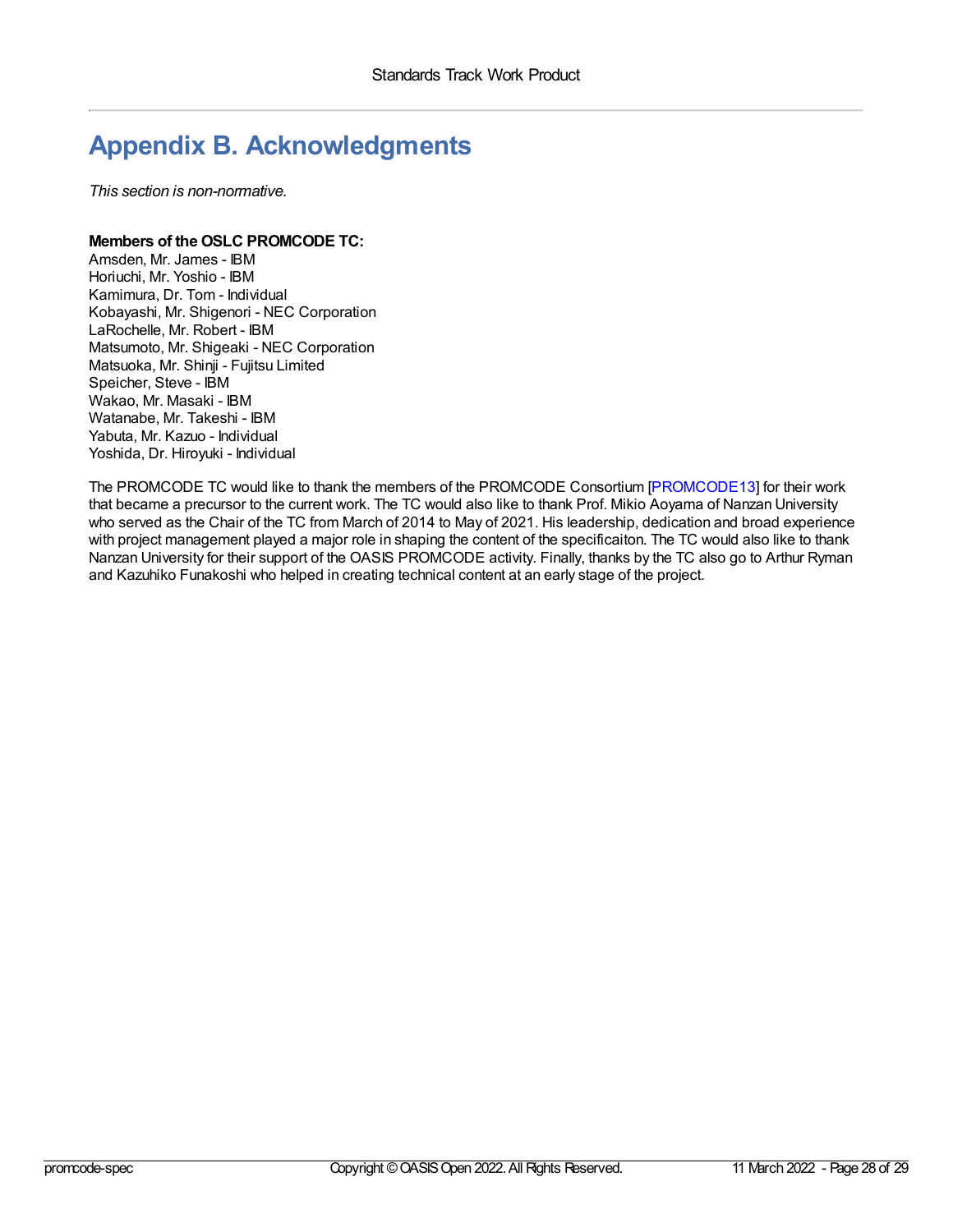# Appendix B. Acknowledgments

*This section is non-normative.*

**Members of the OSLC PROMCODE TC:**

Amsden, Mr. James - IBM
Horiuchi, Mr. Yoshio - IBM
Kamimura, Dr. Tom - Individual
Kobayashi, Mr. Shigenori - NEC Corporation
LaRochelle, Mr. Robert - IBM
Matsumoto, Mr. Shigeaki - NEC Corporation
Matsuoka, Mr. Shinji - Fujitsu Limited
Speicher, Steve - IBM
Wakao, Mr. Masaki - IBM
Watanabe, Mr. Takeshi - IBM
Yabuta, Mr. Kazuo - Individual
Yoshida, Dr. Hiroyuki - Individual

The PROMCODE TC would like to thank the members of the PROMCODE Consortium [PROMCODE13] for their work that became a precursor to the current work. The TC would also like to thank Prof. Mikio Aoyama of Nanzan University who served as the Chair of the TC from March of 2014 to May of 2021. His leadership, dedication and broad experience with project management played a major role in shaping the content of the specificaiton. The TC would also like to thank Nanzan University for their support of the OASIS PROMCODE activity. Finally, thanks by the TC also go to Arthur Ryman and Kazuhiko Funakoshi who helped in creating technical content at an early stage of the project.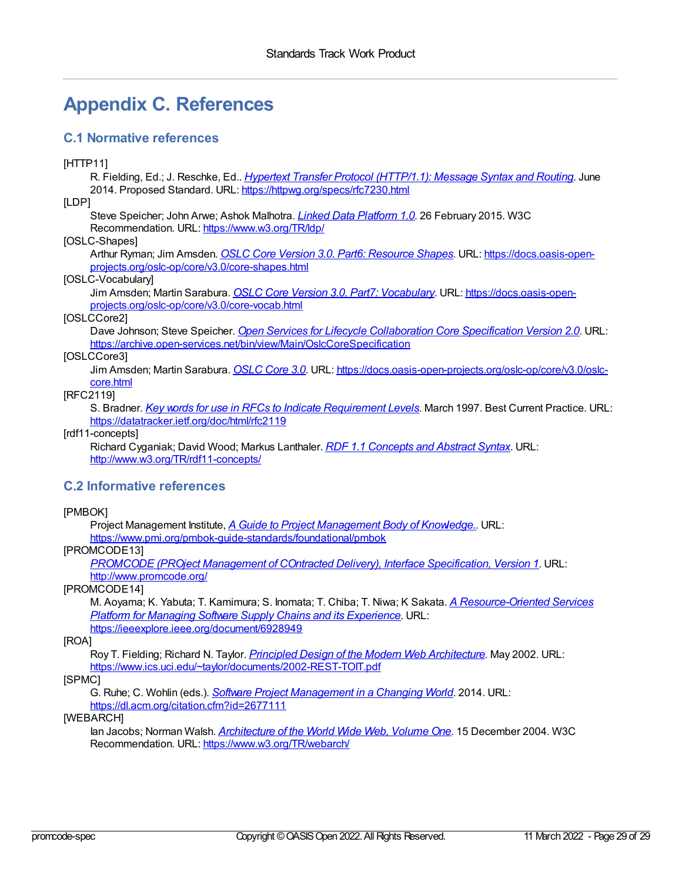# Appendix C. References

## C.1 Normative references

[HTTP11]
: R. Fielding, Ed.; J. Reschke, Ed.. *Hypertext Transfer Protocol (HTTP/1.1): Message Syntax and Routing*. June 2014. Proposed Standard. URL: https://httpwg.org/specs/rfc7230.html

[LDP]
: Steve Speicher; John Arwe; Ashok Malhotra. *Linked Data Platform 1.0*. 26 February 2015. W3C Recommendation. URL: https://www.w3.org/TR/ldp/

[OSLC-Shapes]
: Arthur Ryman; Jim Amsden. *OSLC Core Version 3.0. Part6: Resource Shapes*. URL: https://docs.oasis-open-projects.org/oslc-op/core/v3.0/core-shapes.html

[OSLC-Vocabulary]
: Jim Amsden; Martin Sarabura. *OSLC Core Version 3.0. Part7: Vocabulary*. URL: https://docs.oasis-open-projects.org/oslc-op/core/v3.0/core-vocab.html

[OSLCCore2]
: Dave Johnson; Steve Speicher. *Open Services for Lifecycle Collaboration Core Specification Version 2.0*. URL: https://archive.open-services.net/bin/view/Main/OslcCoreSpecification

[OSLCCore3]
: Jim Amsden; Martin Sarabura. *OSLC Core 3.0*. URL: https://docs.oasis-open-projects.org/oslc-op/core/v3.0/oslc-core.html

[RFC2119]
: S. Bradner. *Key words for use in RFCs to Indicate Requirement Levels*. March 1997. Best Current Practice. URL: https://datatracker.ietf.org/doc/html/rfc2119

[rdf11-concepts]
: Richard Cyganiak; David Wood; Markus Lanthaler. *RDF 1.1 Concepts and Abstract Syntax*. URL: http://www.w3.org/TR/rdf11-concepts/

## C.2 Informative references

[PMBOK]
: Project Management Institute, *A Guide to Project Management Body of Knowledge.*. URL: https://www.pmi.org/pmbok-guide-standards/foundational/pmbok

[PROMCODE13]
: *PROMCODE (PROject Management of COntracted Delivery), Interface Specification, Version 1*. URL: http://www.promcode.org/

[PROMCODE14]
: M. Aoyama; K. Yabuta; T. Kamimura; S. Inomata; T. Chiba; T. Niwa; K Sakata. *A Resource-Oriented Services Platform for Managing Software Supply Chains and its Experience*. URL: https://ieeexplore.ieee.org/document/6928949

[ROA]
: Roy T. Fielding; Richard N. Taylor. *Principled Design of the Modern Web Architecture*. May 2002. URL: https://www.ics.uci.edu/~taylor/documents/2002-REST-TOIT.pdf

[SPMC]
: G. Ruhe; C. Wohlin (eds.). *Software Project Management in a Changing World*. 2014. URL: https://dl.acm.org/citation.cfm?id=2677111

[WEBARCH]
: Ian Jacobs; Norman Walsh. *Architecture of the World Wide Web, Volume One*. 15 December 2004. W3C Recommendation. URL: https://www.w3.org/TR/webarch/